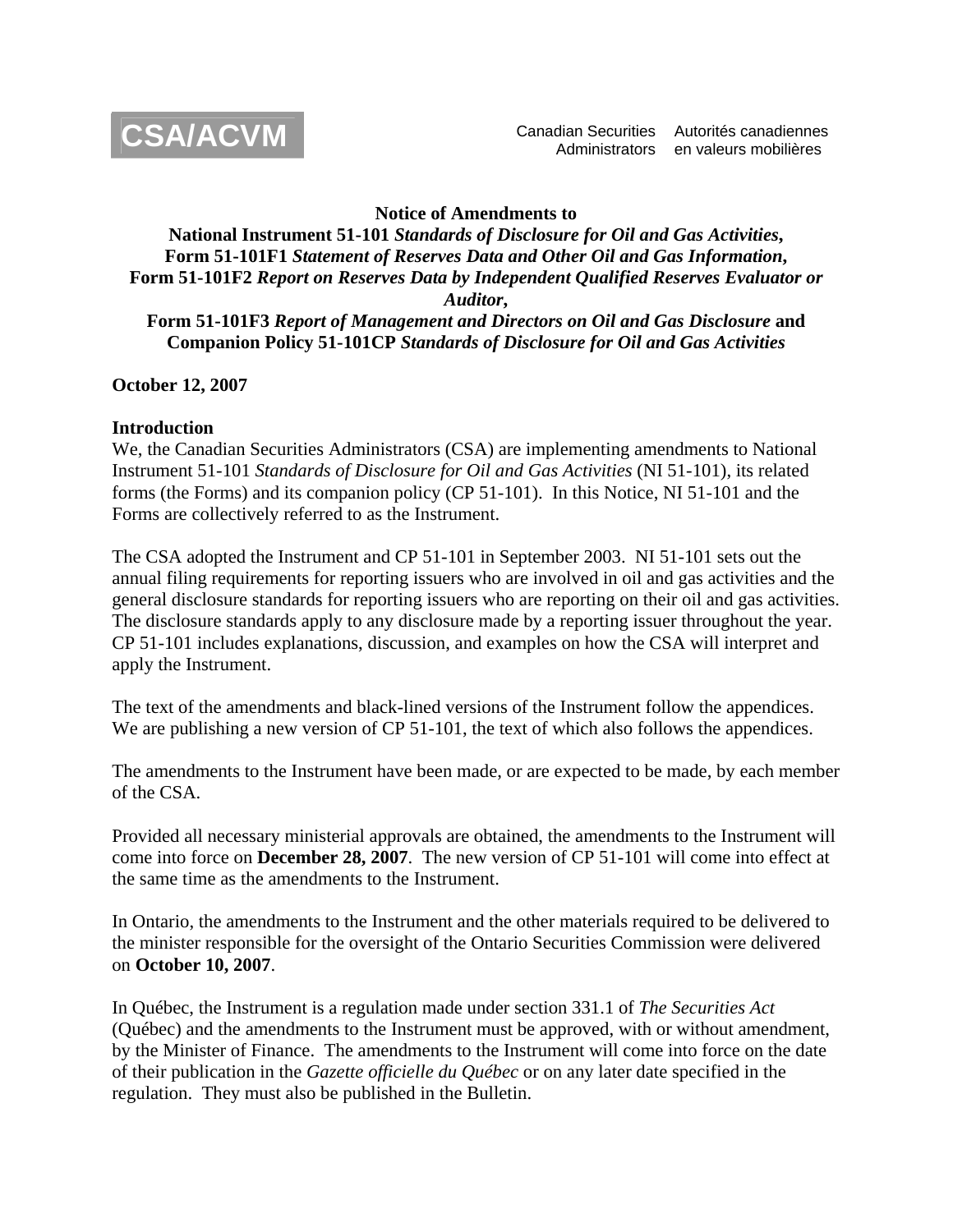**CSA/ACVM**

Canadian Securities Administrators — Autorités canadiennes en valeurs mobilières

**Notice of Amendments to**
**National Instrument 51-101 *Standards of Disclosure for Oil and Gas Activities*,**
**Form 51-101F1 *Statement of Reserves Data and Other Oil and Gas Information*,**
**Form 51-101F2 *Report on Reserves Data by Independent Qualified Reserves Evaluator or Auditor*,**
**Form 51-101F3 *Report of Management and Directors on Oil and Gas Disclosure* and**
**Companion Policy 51-101CP *Standards of Disclosure for Oil and Gas Activities***

**October 12, 2007**

**Introduction**

We, the Canadian Securities Administrators (CSA) are implementing amendments to National Instrument 51-101 *Standards of Disclosure for Oil and Gas Activities* (NI 51-101), its related forms (the Forms) and its companion policy (CP 51-101). In this Notice, NI 51-101 and the Forms are collectively referred to as the Instrument.

The CSA adopted the Instrument and CP 51-101 in September 2003. NI 51-101 sets out the annual filing requirements for reporting issuers who are involved in oil and gas activities and the general disclosure standards for reporting issuers who are reporting on their oil and gas activities. The disclosure standards apply to any disclosure made by a reporting issuer throughout the year. CP 51-101 includes explanations, discussion, and examples on how the CSA will interpret and apply the Instrument.

The text of the amendments and black-lined versions of the Instrument follow the appendices. We are publishing a new version of CP 51-101, the text of which also follows the appendices.

The amendments to the Instrument have been made, or are expected to be made, by each member of the CSA.

Provided all necessary ministerial approvals are obtained, the amendments to the Instrument will come into force on **December 28, 2007**. The new version of CP 51-101 will come into effect at the same time as the amendments to the Instrument.

In Ontario, the amendments to the Instrument and the other materials required to be delivered to the minister responsible for the oversight of the Ontario Securities Commission were delivered on **October 10, 2007**.

In Québec, the Instrument is a regulation made under section 331.1 of *The Securities Act* (Québec) and the amendments to the Instrument must be approved, with or without amendment, by the Minister of Finance. The amendments to the Instrument will come into force on the date of their publication in the *Gazette officielle du Québec* or on any later date specified in the regulation. They must also be published in the Bulletin.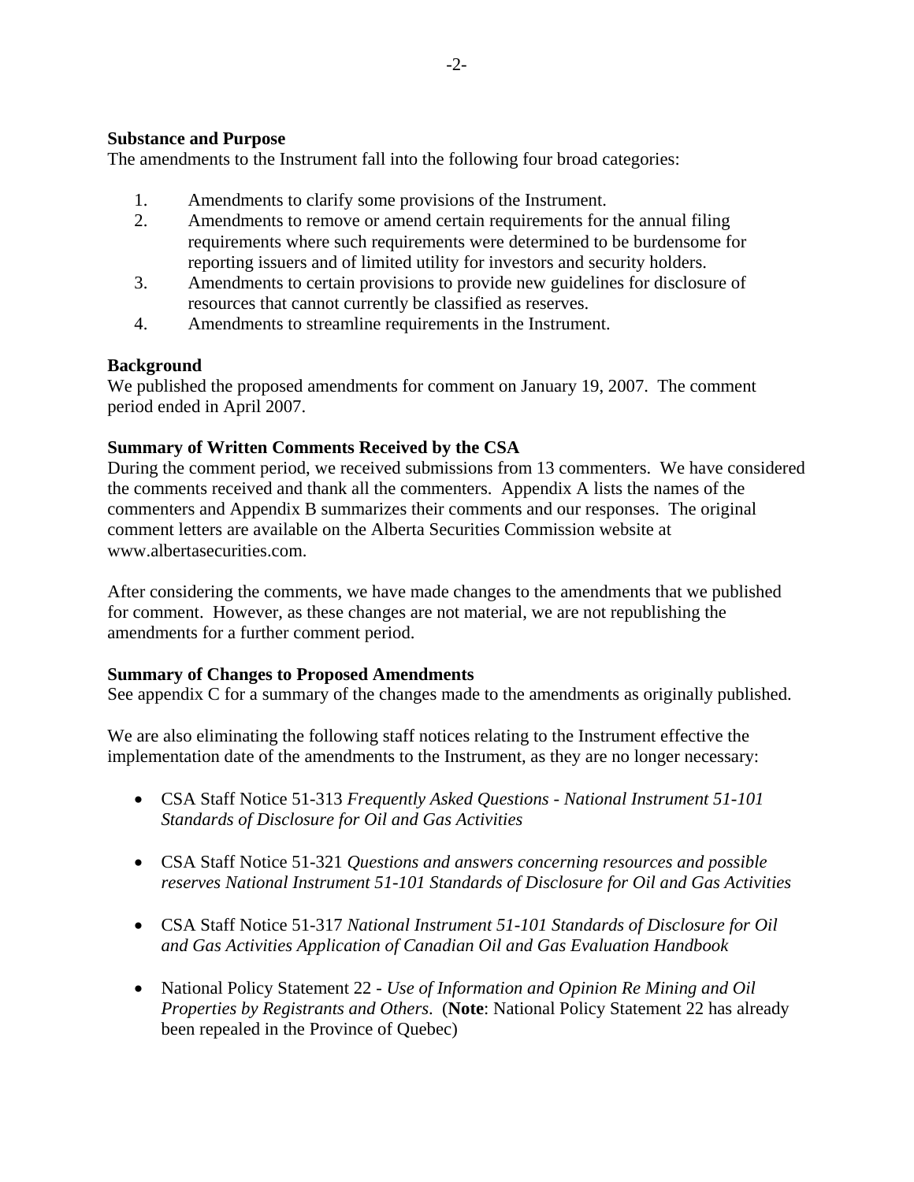**Substance and Purpose**

The amendments to the Instrument fall into the following four broad categories:

1. Amendments to clarify some provisions of the Instrument.
2. Amendments to remove or amend certain requirements for the annual filing requirements where such requirements were determined to be burdensome for reporting issuers and of limited utility for investors and security holders.
3. Amendments to certain provisions to provide new guidelines for disclosure of resources that cannot currently be classified as reserves.
4. Amendments to streamline requirements in the Instrument.

**Background**

We published the proposed amendments for comment on January 19, 2007. The comment period ended in April 2007.

**Summary of Written Comments Received by the CSA**

During the comment period, we received submissions from 13 commenters. We have considered the comments received and thank all the commenters. Appendix A lists the names of the commenters and Appendix B summarizes their comments and our responses. The original comment letters are available on the Alberta Securities Commission website at www.albertasecurities.com.

After considering the comments, we have made changes to the amendments that we published for comment. However, as these changes are not material, we are not republishing the amendments for a further comment period.

**Summary of Changes to Proposed Amendments**

See appendix C for a summary of the changes made to the amendments as originally published.

We are also eliminating the following staff notices relating to the Instrument effective the implementation date of the amendments to the Instrument, as they are no longer necessary:

- CSA Staff Notice 51-313 *Frequently Asked Questions - National Instrument 51-101 Standards of Disclosure for Oil and Gas Activities*
- CSA Staff Notice 51-321 *Questions and answers concerning resources and possible reserves National Instrument 51-101 Standards of Disclosure for Oil and Gas Activities*
- CSA Staff Notice 51-317 *National Instrument 51-101 Standards of Disclosure for Oil and Gas Activities Application of Canadian Oil and Gas Evaluation Handbook*
- National Policy Statement 22 - *Use of Information and Opinion Re Mining and Oil Properties by Registrants and Others*. (**Note**: National Policy Statement 22 has already been repealed in the Province of Quebec)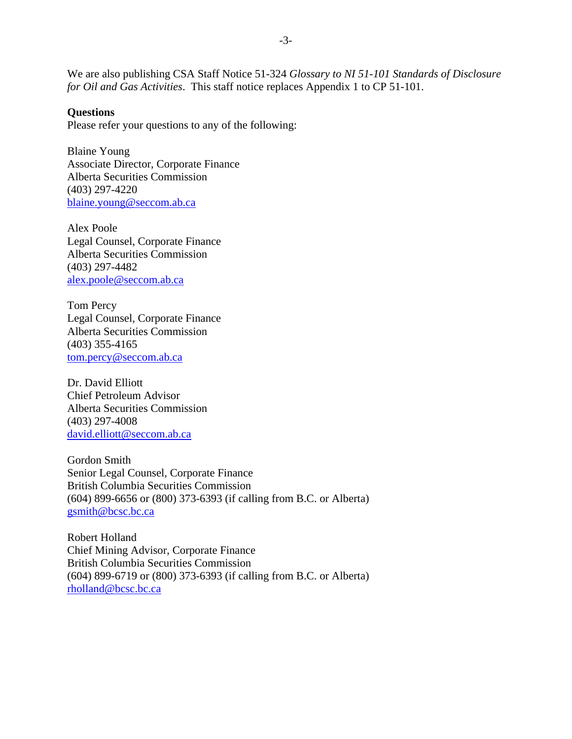We are also publishing CSA Staff Notice 51-324 *Glossary to NI 51-101 Standards of Disclosure for Oil and Gas Activities*. This staff notice replaces Appendix 1 to CP 51-101.

**Questions**
Please refer your questions to any of the following:

Blaine Young
Associate Director, Corporate Finance
Alberta Securities Commission
(403) 297-4220
blaine.young@seccom.ab.ca

Alex Poole
Legal Counsel, Corporate Finance
Alberta Securities Commission
(403) 297-4482
alex.poole@seccom.ab.ca

Tom Percy
Legal Counsel, Corporate Finance
Alberta Securities Commission
(403) 355-4165
tom.percy@seccom.ab.ca

Dr. David Elliott
Chief Petroleum Advisor
Alberta Securities Commission
(403) 297-4008
david.elliott@seccom.ab.ca

Gordon Smith
Senior Legal Counsel, Corporate Finance
British Columbia Securities Commission
(604) 899-6656 or (800) 373-6393 (if calling from B.C. or Alberta)
gsmith@bcsc.bc.ca

Robert Holland
Chief Mining Advisor, Corporate Finance
British Columbia Securities Commission
(604) 899-6719 or (800) 373-6393 (if calling from B.C. or Alberta)
rholland@bcsc.bc.ca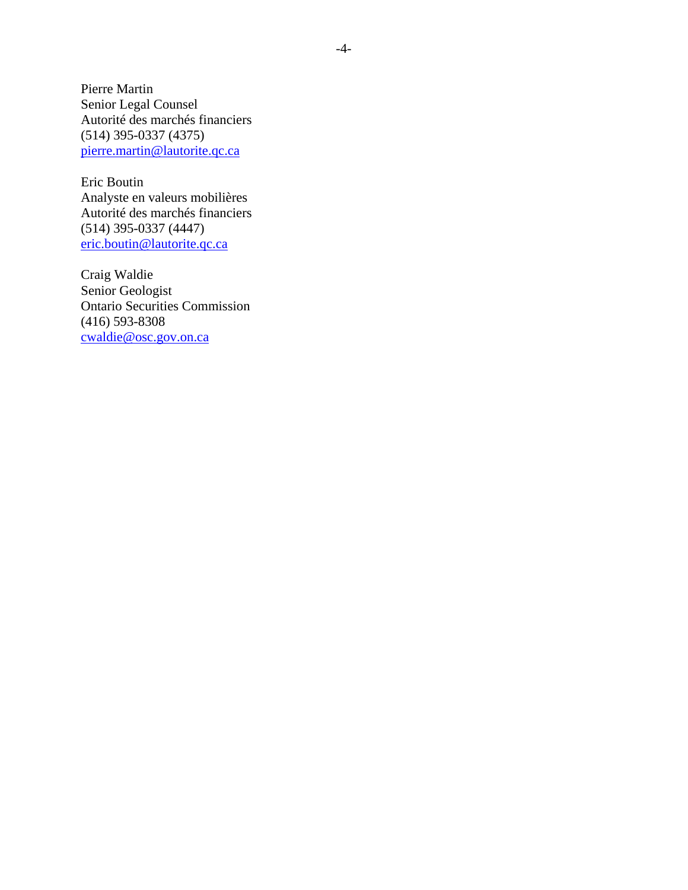Pierre Martin
Senior Legal Counsel
Autorité des marchés financiers
(514) 395-0337 (4375)
pierre.martin@lautorite.qc.ca

Eric Boutin
Analyste en valeurs mobilières
Autorité des marchés financiers
(514) 395-0337 (4447)
eric.boutin@lautorite.qc.ca

Craig Waldie
Senior Geologist
Ontario Securities Commission
(416) 593-8308
cwaldie@osc.gov.on.ca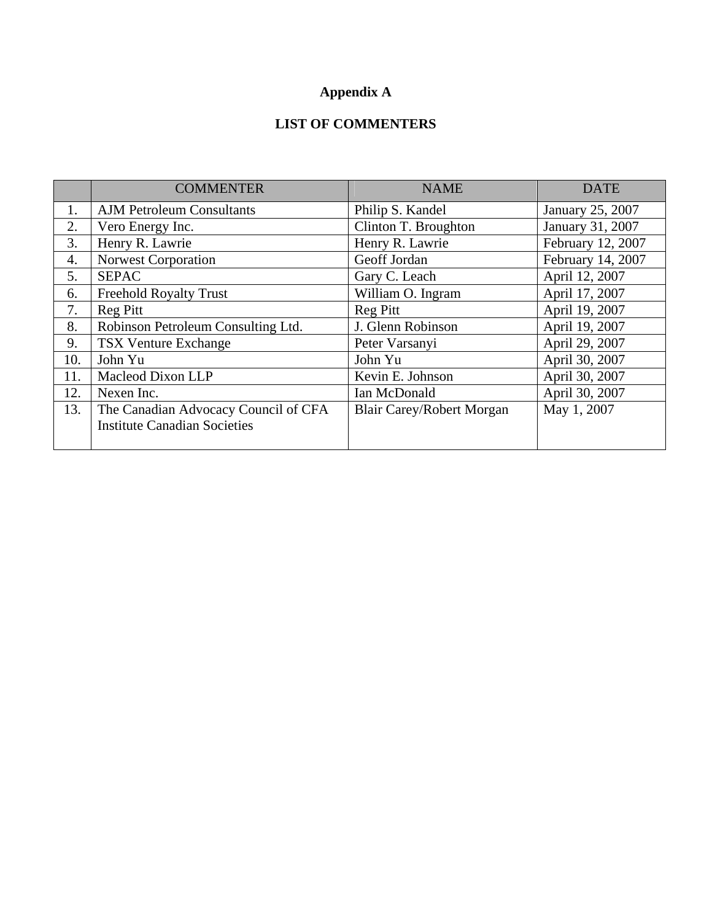# Appendix A

## LIST OF COMMENTERS

| | COMMENTER | NAME | DATE |
|---|---|---|---|
| 1. | AJM Petroleum Consultants | Philip S. Kandel | January 25, 2007 |
| 2. | Vero Energy Inc. | Clinton T. Broughton | January 31, 2007 |
| 3. | Henry R. Lawrie | Henry R. Lawrie | February 12, 2007 |
| 4. | Norwest Corporation | Geoff Jordan | February 14, 2007 |
| 5. | SEPAC | Gary C. Leach | April 12, 2007 |
| 6. | Freehold Royalty Trust | William O. Ingram | April 17, 2007 |
| 7. | Reg Pitt | Reg Pitt | April 19, 2007 |
| 8. | Robinson Petroleum Consulting Ltd. | J. Glenn Robinson | April 19, 2007 |
| 9. | TSX Venture Exchange | Peter Varsanyi | April 29, 2007 |
| 10. | John Yu | John Yu | April 30, 2007 |
| 11. | Macleod Dixon LLP | Kevin E. Johnson | April 30, 2007 |
| 12. | Nexen Inc. | Ian McDonald | April 30, 2007 |
| 13. | The Canadian Advocacy Council of CFA Institute Canadian Societies | Blair Carey/Robert Morgan | May 1, 2007 |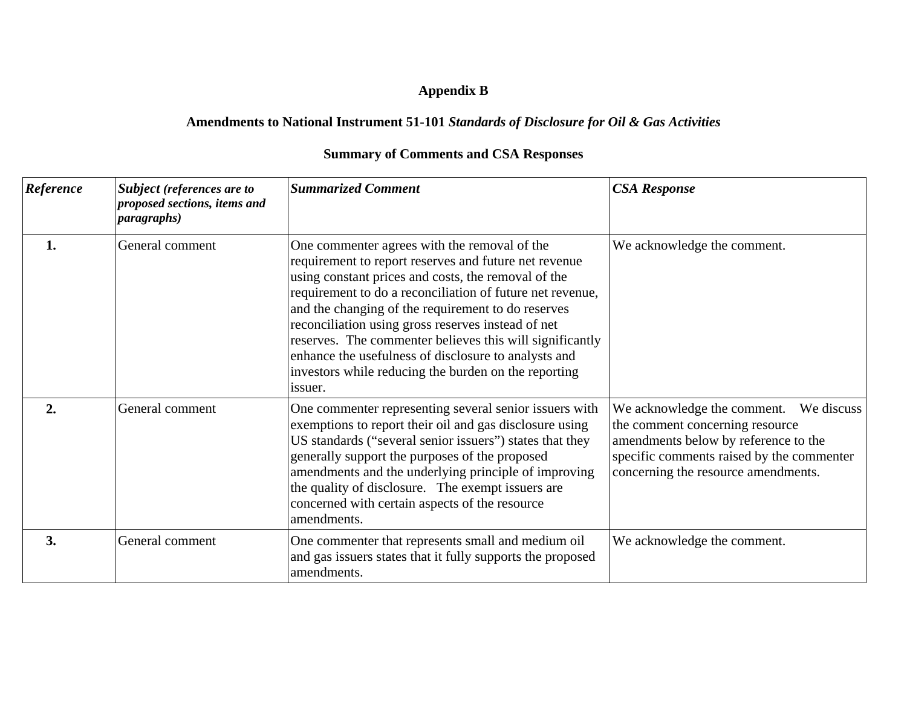**Appendix B**

**Amendments to National Instrument 51-101 *Standards of Disclosure for Oil & Gas Activities***

**Summary of Comments and CSA Responses**

| ***Reference*** | ***Subject** (references are to proposed sections, items and paragraphs)* | ***Summarized Comment*** | ***CSA Response*** |
|---|---|---|---|
| **1.** | General comment | One commenter agrees with the removal of the requirement to report reserves and future net revenue using constant prices and costs, the removal of the requirement to do a reconciliation of future net revenue, and the changing of the requirement to do reserves reconciliation using gross reserves instead of net reserves. The commenter believes this will significantly enhance the usefulness of disclosure to analysts and investors while reducing the burden on the reporting issuer. | We acknowledge the comment. |
| **2.** | General comment | One commenter representing several senior issuers with exemptions to report their oil and gas disclosure using US standards ("several senior issuers") states that they generally support the purposes of the proposed amendments and the underlying principle of improving the quality of disclosure. The exempt issuers are concerned with certain aspects of the resource amendments. | We acknowledge the comment. We discuss the comment concerning resource amendments below by reference to the specific comments raised by the commenter concerning the resource amendments. |
| **3.** | General comment | One commenter that represents small and medium oil and gas issuers states that it fully supports the proposed amendments. | We acknowledge the comment. |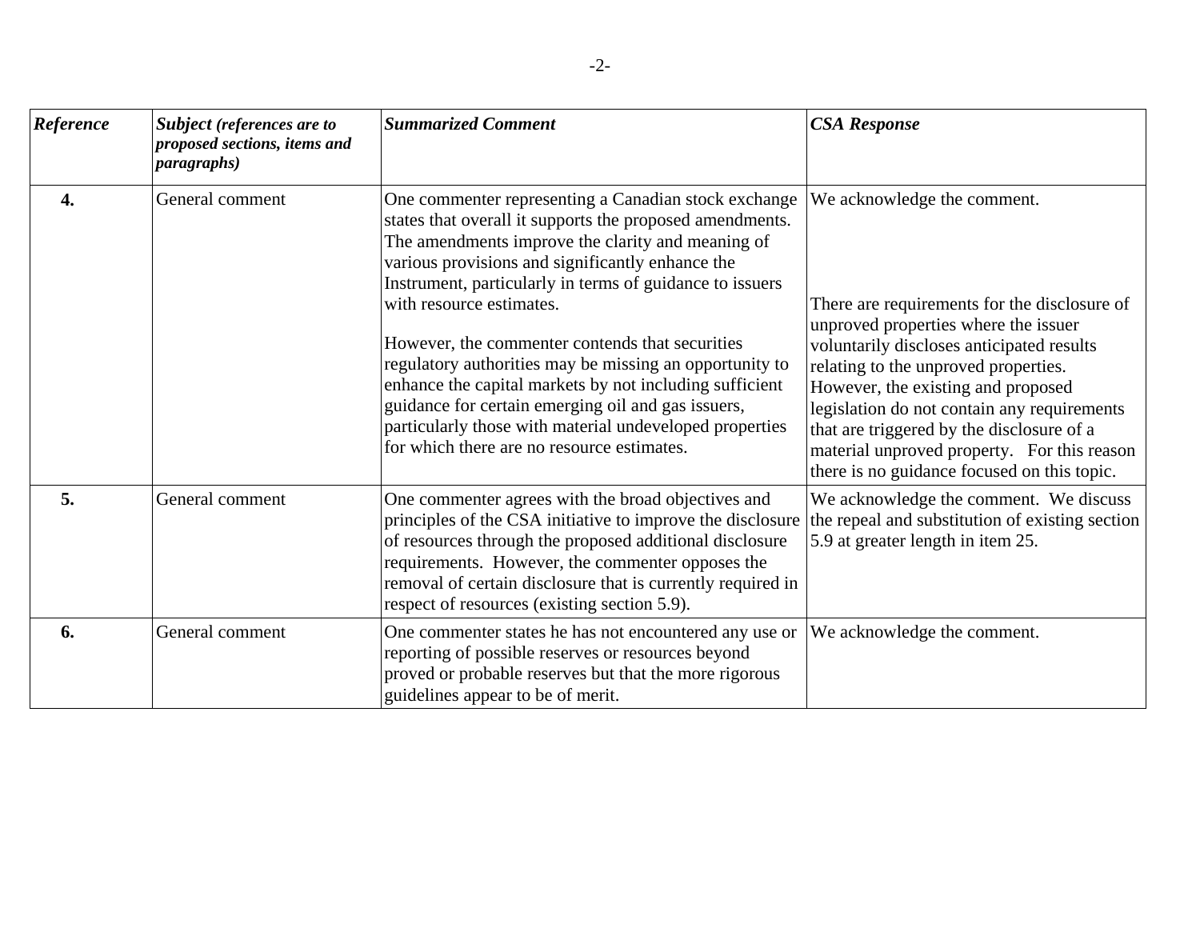| *Reference* | *Subject (references are to proposed sections, items and paragraphs)* | *Summarized Comment* | *CSA Response* |
|---|---|---|---|
| **4.** | General comment | One commenter representing a Canadian stock exchange states that overall it supports the proposed amendments. The amendments improve the clarity and meaning of various provisions and significantly enhance the Instrument, particularly in terms of guidance to issuers with resource estimates.<br><br>However, the commenter contends that securities regulatory authorities may be missing an opportunity to enhance the capital markets by not including sufficient guidance for certain emerging oil and gas issuers, particularly those with material undeveloped properties for which there are no resource estimates. | We acknowledge the comment.<br><br>There are requirements for the disclosure of unproved properties where the issuer voluntarily discloses anticipated results relating to the unproved properties. However, the existing and proposed legislation do not contain any requirements that are triggered by the disclosure of a material unproved property. For this reason there is no guidance focused on this topic. |
| **5.** | General comment | One commenter agrees with the broad objectives and principles of the CSA initiative to improve the disclosure of resources through the proposed additional disclosure requirements. However, the commenter opposes the removal of certain disclosure that is currently required in respect of resources (existing section 5.9). | We acknowledge the comment. We discuss the repeal and substitution of existing section 5.9 at greater length in item 25. |
| **6.** | General comment | One commenter states he has not encountered any use or reporting of possible reserves or resources beyond proved or probable reserves but that the more rigorous guidelines appear to be of merit. | We acknowledge the comment. |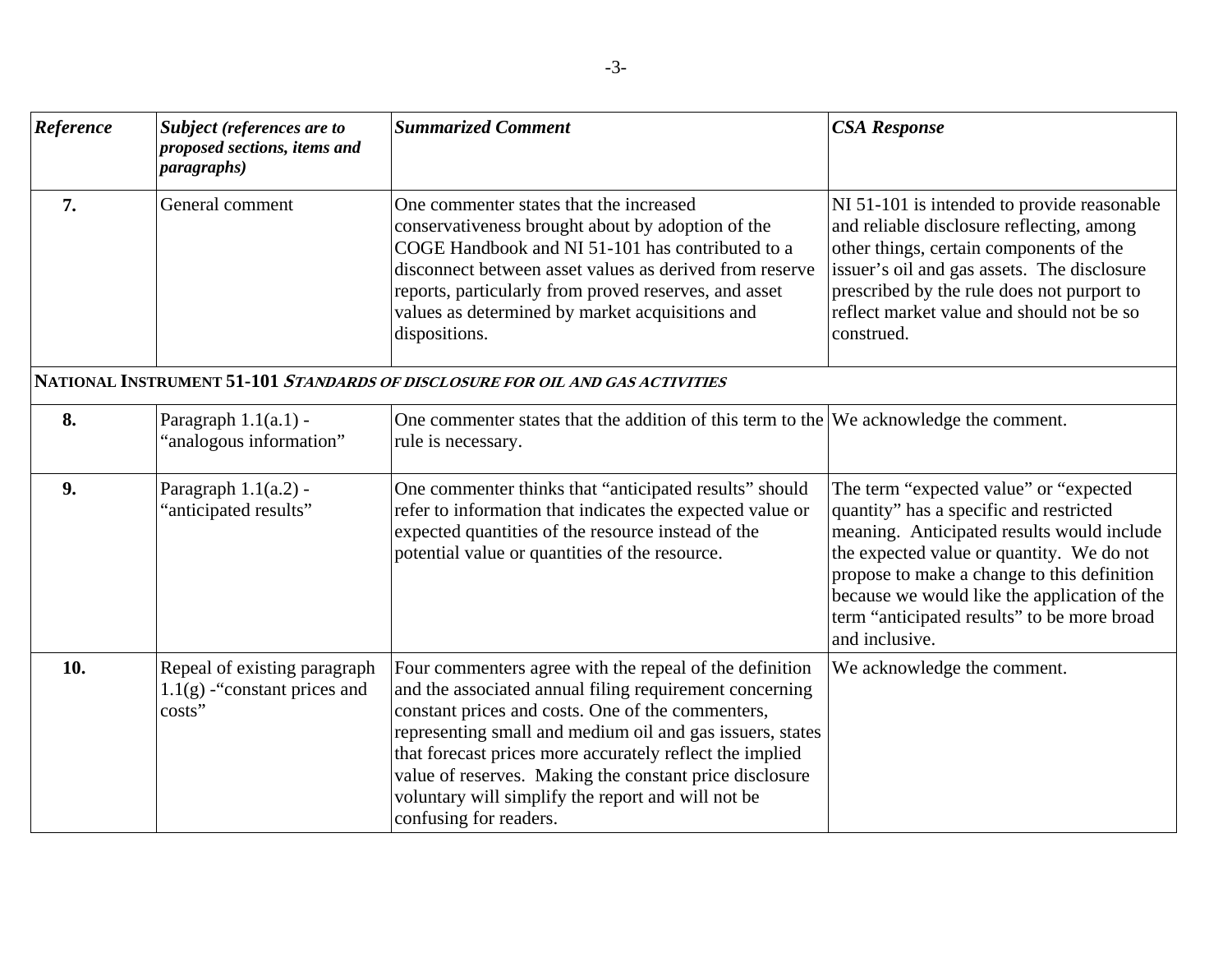| *Reference* | *Subject (references are to proposed sections, items and paragraphs)* | *Summarized Comment* | *CSA Response* |
|---|---|---|---|
| **7.** | General comment | One commenter states that the increased conservativeness brought about by adoption of the COGE Handbook and NI 51-101 has contributed to a disconnect between asset values as derived from reserve reports, particularly from proved reserves, and asset values as determined by market acquisitions and dispositions. | NI 51-101 is intended to provide reasonable and reliable disclosure reflecting, among other things, certain components of the issuer's oil and gas assets. The disclosure prescribed by the rule does not purport to reflect market value and should not be so construed. |
| **NATIONAL INSTRUMENT 51-101 *STANDARDS OF DISCLOSURE FOR OIL AND GAS ACTIVITIES*** | | | |
| **8.** | Paragraph 1.1(a.1) - "analogous information" | One commenter states that the addition of this term to the rule is necessary. | We acknowledge the comment. |
| **9.** | Paragraph 1.1(a.2) - "anticipated results" | One commenter thinks that "anticipated results" should refer to information that indicates the expected value or expected quantities of the resource instead of the potential value or quantities of the resource. | The term "expected value" or "expected quantity" has a specific and restricted meaning. Anticipated results would include the expected value or quantity. We do not propose to make a change to this definition because we would like the application of the term "anticipated results" to be more broad and inclusive. |
| **10.** | Repeal of existing paragraph 1.1(g) -"constant prices and costs" | Four commenters agree with the repeal of the definition and the associated annual filing requirement concerning constant prices and costs. One of the commenters, representing small and medium oil and gas issuers, states that forecast prices more accurately reflect the implied value of reserves. Making the constant price disclosure voluntary will simplify the report and will not be confusing for readers. | We acknowledge the comment. |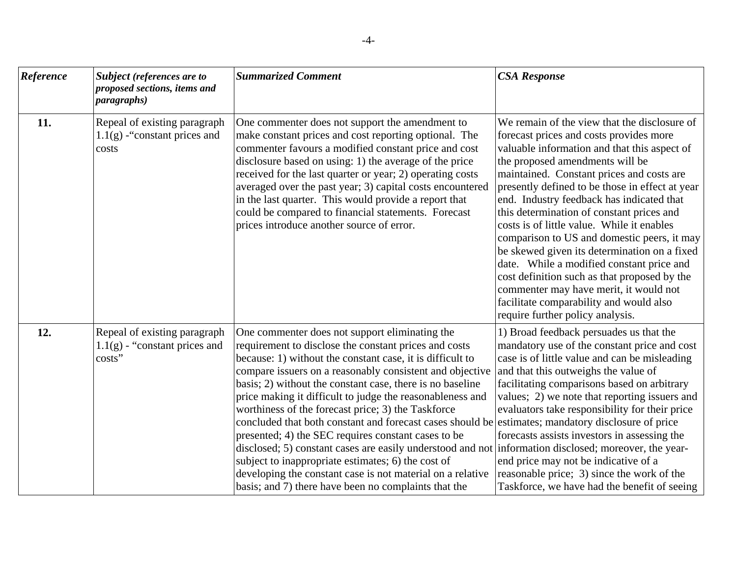| *Reference* | *Subject (references are to proposed sections, items and paragraphs)* | *Summarized Comment* | *CSA Response* |
|---|---|---|---|
| **11.** | Repeal of existing paragraph 1.1(g) -"constant prices and costs | One commenter does not support the amendment to make constant prices and cost reporting optional. The commenter favours a modified constant price and cost disclosure based on using: 1) the average of the price received for the last quarter or year; 2) operating costs averaged over the past year; 3) capital costs encountered in the last quarter. This would provide a report that could be compared to financial statements. Forecast prices introduce another source of error. | We remain of the view that the disclosure of forecast prices and costs provides more valuable information and that this aspect of the proposed amendments will be maintained. Constant prices and costs are presently defined to be those in effect at year end. Industry feedback has indicated that this determination of constant prices and costs is of little value. While it enables comparison to US and domestic peers, it may be skewed given its determination on a fixed date. While a modified constant price and cost definition such as that proposed by the commenter may have merit, it would not facilitate comparability and would also require further policy analysis. |
| **12.** | Repeal of existing paragraph 1.1(g) - "constant prices and costs" | One commenter does not support eliminating the requirement to disclose the constant prices and costs because: 1) without the constant case, it is difficult to compare issuers on a reasonably consistent and objective basis; 2) without the constant case, there is no baseline price making it difficult to judge the reasonableness and worthiness of the forecast price; 3) the Taskforce concluded that both constant and forecast cases should be presented; 4) the SEC requires constant cases to be disclosed; 5) constant cases are easily understood and not subject to inappropriate estimates; 6) the cost of developing the constant case is not material on a relative basis; and 7) there have been no complaints that the | 1) Broad feedback persuades us that the mandatory use of the constant price and cost case is of little value and can be misleading and that this outweighs the value of facilitating comparisons based on arbitrary values; 2) we note that reporting issuers and evaluators take responsibility for their price estimates; mandatory disclosure of price forecasts assists investors in assessing the information disclosed; moreover, the year-end price may not be indicative of a reasonable price; 3) since the work of the Taskforce, we have had the benefit of seeing |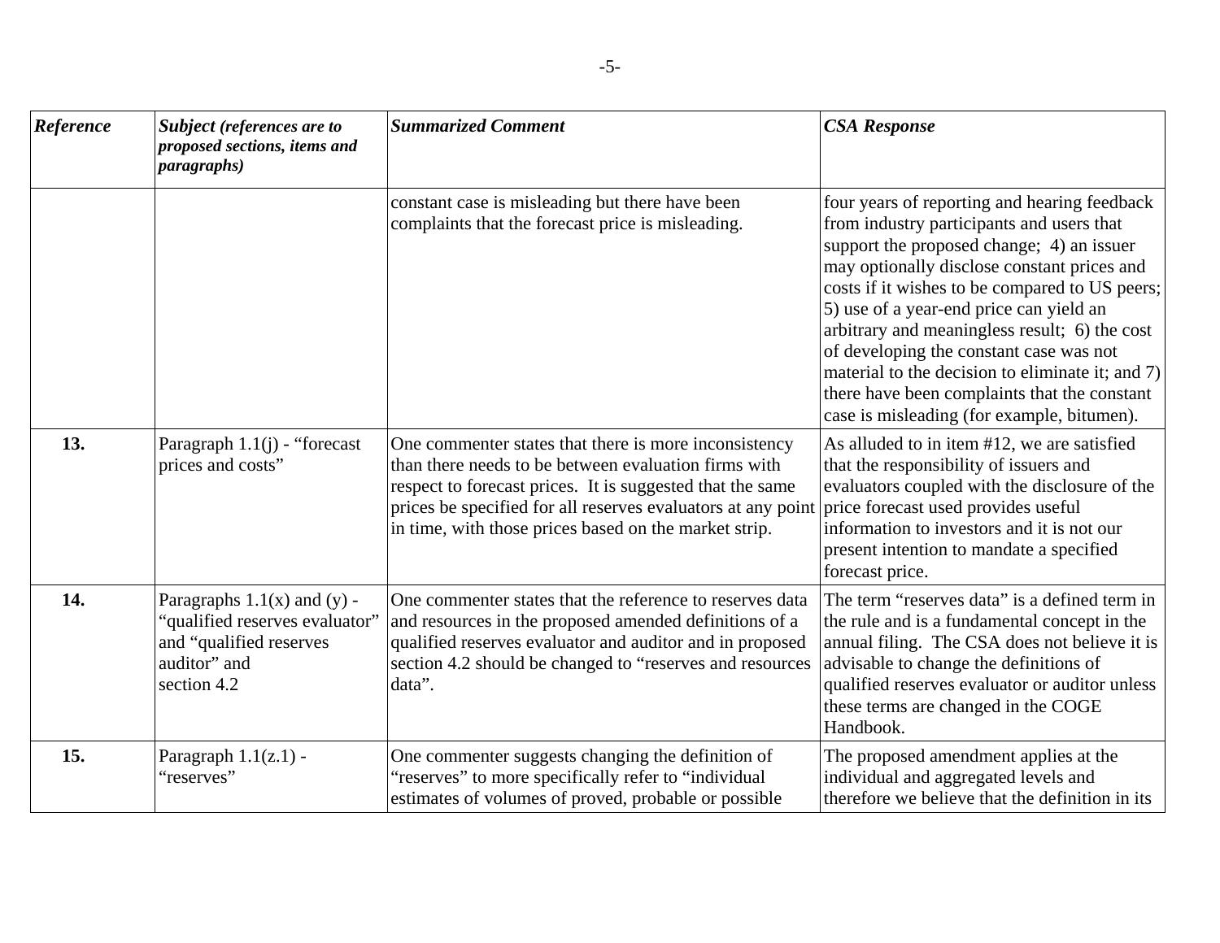| *Reference* | *Subject (references are to proposed sections, items and paragraphs)* | *Summarized Comment* | *CSA Response* |
|---|---|---|---|
| | | constant case is misleading but there have been complaints that the forecast price is misleading. | four years of reporting and hearing feedback from industry participants and users that support the proposed change; 4) an issuer may optionally disclose constant prices and costs if it wishes to be compared to US peers; 5) use of a year-end price can yield an arbitrary and meaningless result; 6) the cost of developing the constant case was not material to the decision to eliminate it; and 7) there have been complaints that the constant case is misleading (for example, bitumen). |
| **13.** | Paragraph 1.1(j) - "forecast prices and costs" | One commenter states that there is more inconsistency than there needs to be between evaluation firms with respect to forecast prices. It is suggested that the same prices be specified for all reserves evaluators at any point in time, with those prices based on the market strip. | As alluded to in item #12, we are satisfied that the responsibility of issuers and evaluators coupled with the disclosure of the price forecast used provides useful information to investors and it is not our present intention to mandate a specified forecast price. |
| **14.** | Paragraphs 1.1(x) and (y) - "qualified reserves evaluator" and "qualified reserves auditor" and section 4.2 | One commenter states that the reference to reserves data and resources in the proposed amended definitions of a qualified reserves evaluator and auditor and in proposed section 4.2 should be changed to "reserves and resources data". | The term "reserves data" is a defined term in the rule and is a fundamental concept in the annual filing. The CSA does not believe it is advisable to change the definitions of qualified reserves evaluator or auditor unless these terms are changed in the COGE Handbook. |
| **15.** | Paragraph 1.1(z.1) - "reserves" | One commenter suggests changing the definition of "reserves" to more specifically refer to "individual estimates of volumes of proved, probable or possible | The proposed amendment applies at the individual and aggregated levels and therefore we believe that the definition in its |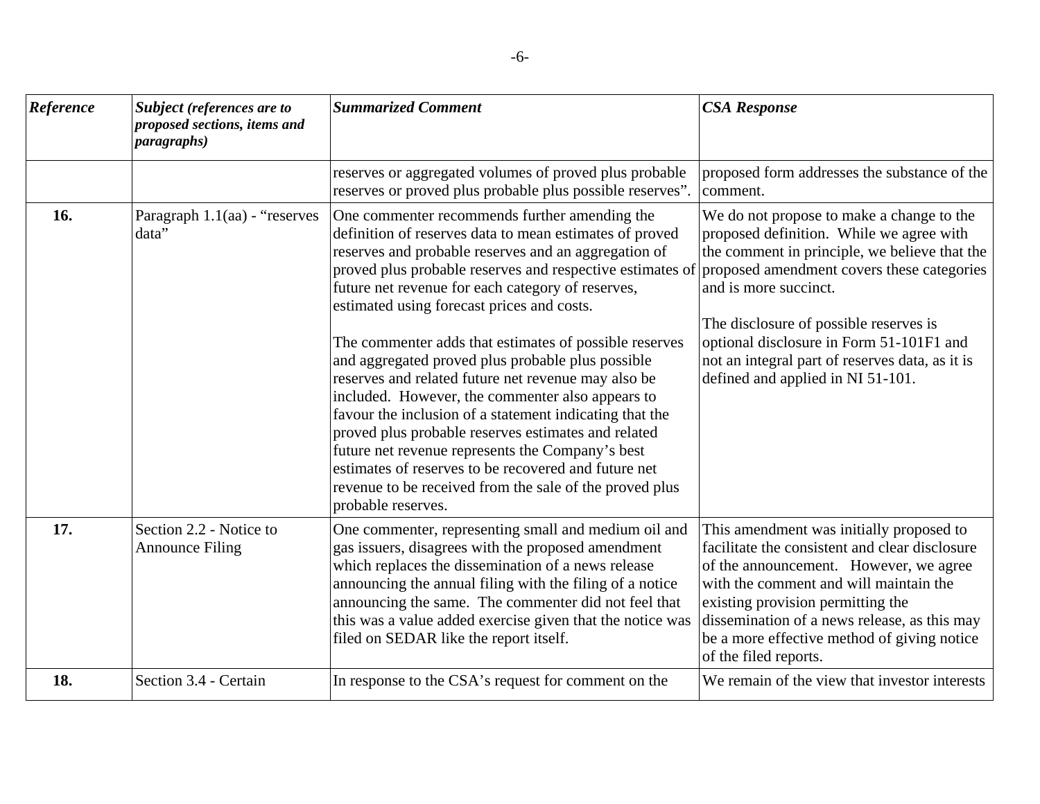| *Reference* | *Subject (references are to proposed sections, items and paragraphs)* | *Summarized Comment* | *CSA Response* |
|---|---|---|---|
| | | reserves or aggregated volumes of proved plus probable reserves or proved plus probable plus possible reserves". | proposed form addresses the substance of the comment. |
| **16.** | Paragraph 1.1(aa) - "reserves data" | One commenter recommends further amending the definition of reserves data to mean estimates of proved reserves and probable reserves and an aggregation of proved plus probable reserves and respective estimates of future net revenue for each category of reserves, estimated using forecast prices and costs.<br><br>The commenter adds that estimates of possible reserves and aggregated proved plus probable plus possible reserves and related future net revenue may also be included. However, the commenter also appears to favour the inclusion of a statement indicating that the proved plus probable reserves estimates and related future net revenue represents the Company's best estimates of reserves to be recovered and future net revenue to be received from the sale of the proved plus probable reserves. | We do not propose to make a change to the proposed definition. While we agree with the comment in principle, we believe that the proposed amendment covers these categories and is more succinct.<br><br>The disclosure of possible reserves is optional disclosure in Form 51-101F1 and not an integral part of reserves data, as it is defined and applied in NI 51-101. |
| **17.** | Section 2.2 - Notice to Announce Filing | One commenter, representing small and medium oil and gas issuers, disagrees with the proposed amendment which replaces the dissemination of a news release announcing the annual filing with the filing of a notice announcing the same. The commenter did not feel that this was a value added exercise given that the notice was filed on SEDAR like the report itself. | This amendment was initially proposed to facilitate the consistent and clear disclosure of the announcement. However, we agree with the comment and will maintain the existing provision permitting the dissemination of a news release, as this may be a more effective method of giving notice of the filed reports. |
| **18.** | Section 3.4 - Certain | In response to the CSA's request for comment on the | We remain of the view that investor interests |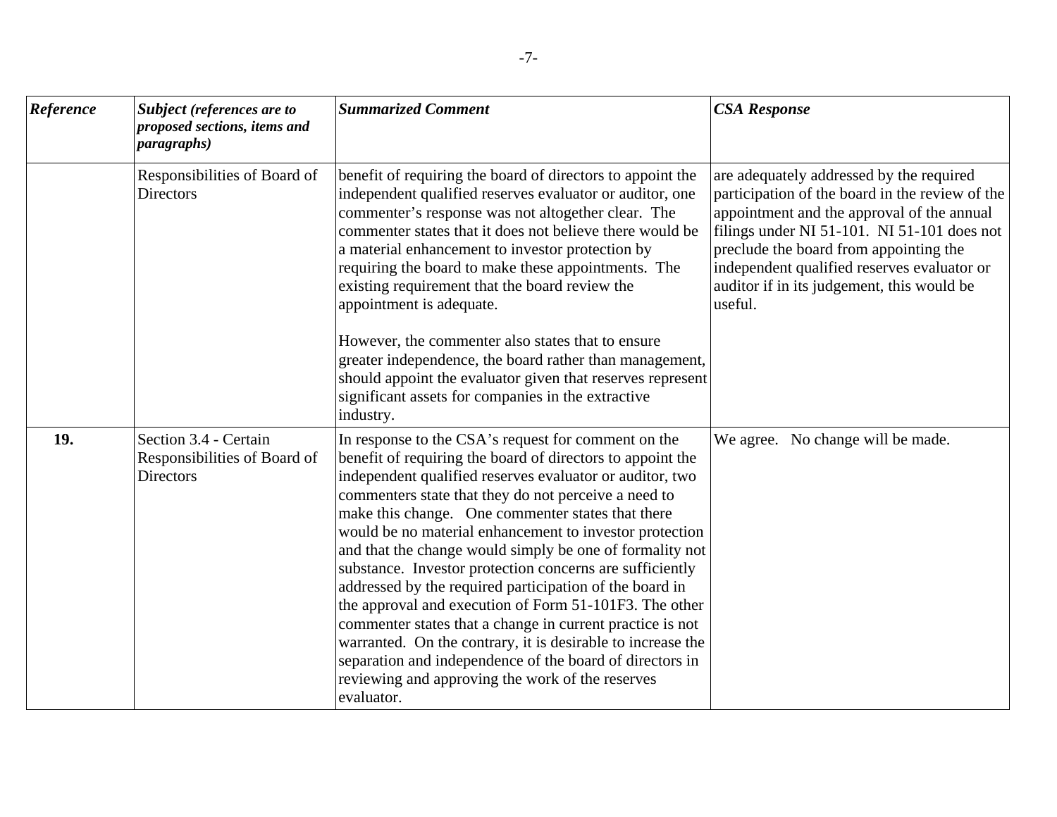| *Reference* | *Subject (references are to proposed sections, items and paragraphs)* | *Summarized Comment* | *CSA Response* |
|---|---|---|---|
| | Responsibilities of Board of Directors | benefit of requiring the board of directors to appoint the independent qualified reserves evaluator or auditor, one commenter's response was not altogether clear. The commenter states that it does not believe there would be a material enhancement to investor protection by requiring the board to make these appointments. The existing requirement that the board review the appointment is adequate.<br><br>However, the commenter also states that to ensure greater independence, the board rather than management, should appoint the evaluator given that reserves represent significant assets for companies in the extractive industry. | are adequately addressed by the required participation of the board in the review of the appointment and the approval of the annual filings under NI 51-101. NI 51-101 does not preclude the board from appointing the independent qualified reserves evaluator or auditor if in its judgement, this would be useful. |
| **19.** | Section 3.4 - Certain Responsibilities of Board of Directors | In response to the CSA's request for comment on the benefit of requiring the board of directors to appoint the independent qualified reserves evaluator or auditor, two commenters state that they do not perceive a need to make this change. One commenter states that there would be no material enhancement to investor protection and that the change would simply be one of formality not substance. Investor protection concerns are sufficiently addressed by the required participation of the board in the approval and execution of Form 51-101F3. The other commenter states that a change in current practice is not warranted. On the contrary, it is desirable to increase the separation and independence of the board of directors in reviewing and approving the work of the reserves evaluator. | We agree. No change will be made. |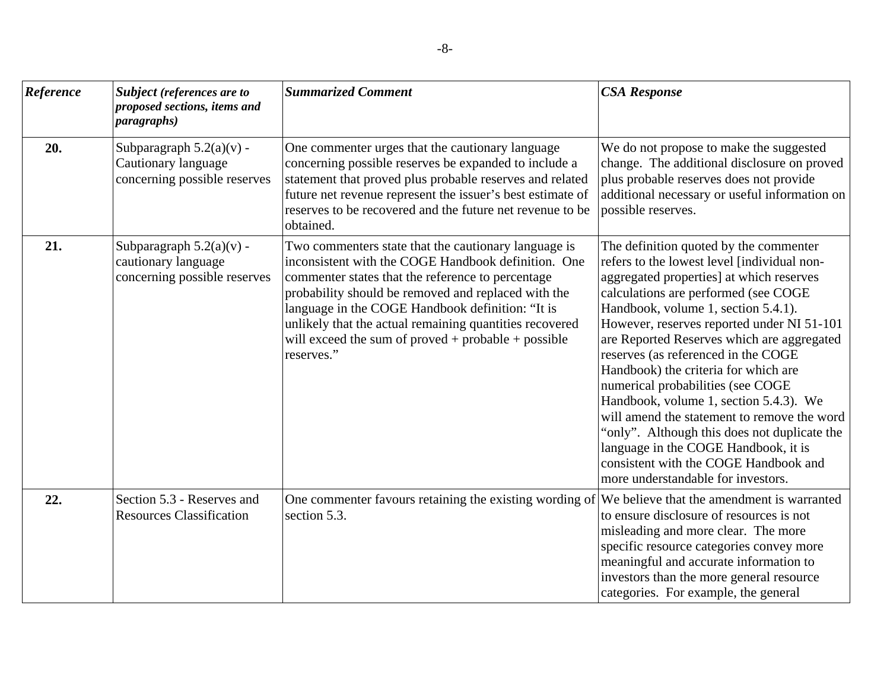| *Reference* | *Subject (references are to proposed sections, items and paragraphs)* | *Summarized Comment* | *CSA Response* |
|---|---|---|---|
| **20.** | Subparagraph 5.2(a)(v) - Cautionary language concerning possible reserves | One commenter urges that the cautionary language concerning possible reserves be expanded to include a statement that proved plus probable reserves and related future net revenue represent the issuer's best estimate of reserves to be recovered and the future net revenue to be obtained. | We do not propose to make the suggested change. The additional disclosure on proved plus probable reserves does not provide additional necessary or useful information on possible reserves. |
| **21.** | Subparagraph 5.2(a)(v) - cautionary language concerning possible reserves | Two commenters state that the cautionary language is inconsistent with the COGE Handbook definition. One commenter states that the reference to percentage probability should be removed and replaced with the language in the COGE Handbook definition: "It is unlikely that the actual remaining quantities recovered will exceed the sum of proved + probable + possible reserves." | The definition quoted by the commenter refers to the lowest level [individual non-aggregated properties] at which reserves calculations are performed (see COGE Handbook, volume 1, section 5.4.1). However, reserves reported under NI 51-101 are Reported Reserves which are aggregated reserves (as referenced in the COGE Handbook) the criteria for which are numerical probabilities (see COGE Handbook, volume 1, section 5.4.3). We will amend the statement to remove the word "only". Although this does not duplicate the language in the COGE Handbook, it is consistent with the COGE Handbook and more understandable for investors. |
| **22.** | Section 5.3 - Reserves and Resources Classification | One commenter favours retaining the existing wording of section 5.3. | We believe that the amendment is warranted to ensure disclosure of resources is not misleading and more clear. The more specific resource categories convey more meaningful and accurate information to investors than the more general resource categories. For example, the general |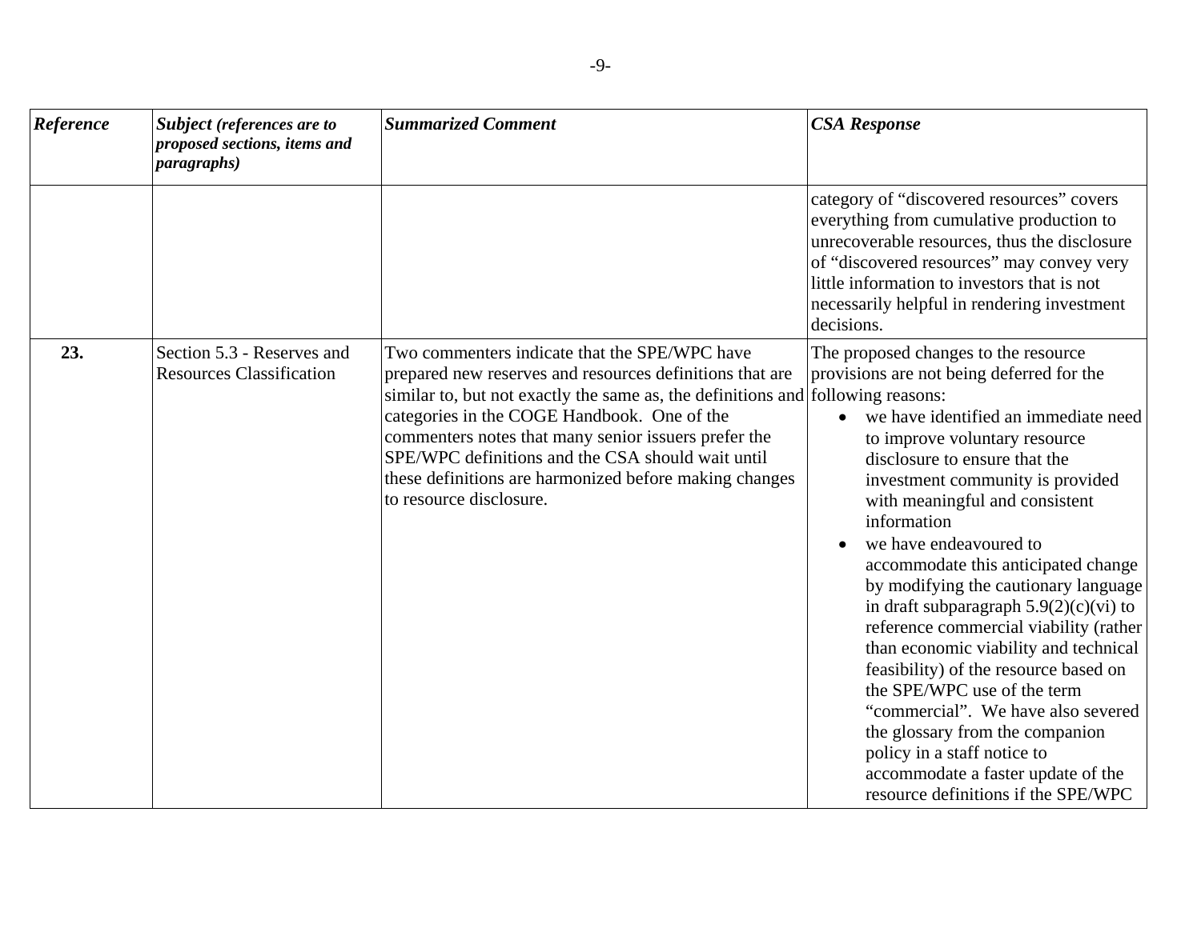| *Reference* | *Subject (references are to proposed sections, items and paragraphs)* | *Summarized Comment* | *CSA Response* |
|---|---|---|---|
| | | | category of "discovered resources" covers everything from cumulative production to unrecoverable resources, thus the disclosure of "discovered resources" may convey very little information to investors that is not necessarily helpful in rendering investment decisions. |
| **23.** | Section 5.3 - Reserves and Resources Classification | Two commenters indicate that the SPE/WPC have prepared new reserves and resources definitions that are similar to, but not exactly the same as, the definitions and categories in the COGE Handbook. One of the commenters notes that many senior issuers prefer the SPE/WPC definitions and the CSA should wait until these definitions are harmonized before making changes to resource disclosure. | The proposed changes to the resource provisions are not being deferred for the following reasons:<br>• we have identified an immediate need to improve voluntary resource disclosure to ensure that the investment community is provided with meaningful and consistent information<br>• we have endeavoured to accommodate this anticipated change by modifying the cautionary language in draft subparagraph 5.9(2)(c)(vi) to reference commercial viability (rather than economic viability and technical feasibility) of the resource based on the SPE/WPC use of the term "commercial". We have also severed the glossary from the companion policy in a staff notice to accommodate a faster update of the resource definitions if the SPE/WPC |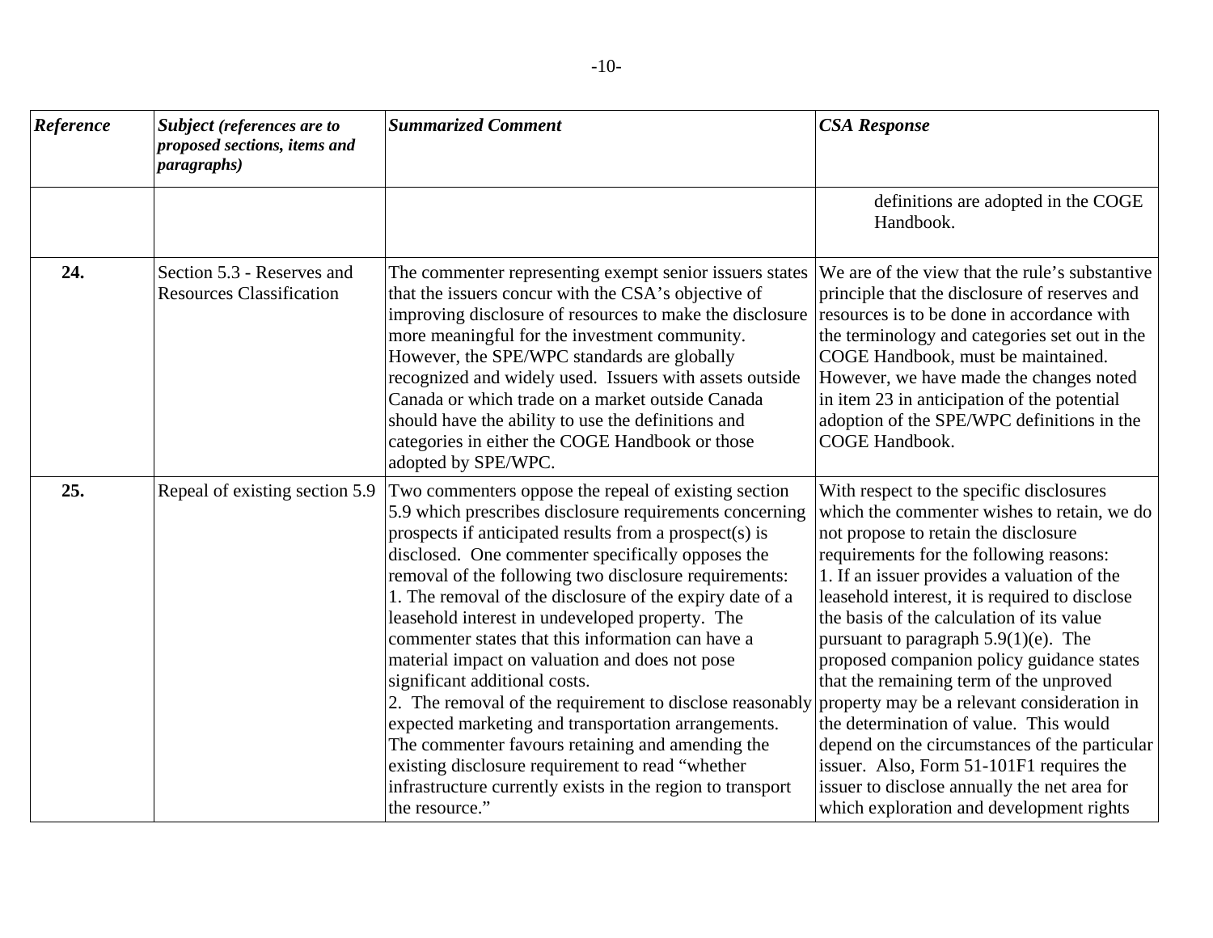| *Reference* | *Subject (references are to proposed sections, items and paragraphs)* | *Summarized Comment* | *CSA Response* |
|---|---|---|---|
| | | | definitions are adopted in the COGE Handbook. |
| **24.** | Section 5.3 - Reserves and Resources Classification | The commenter representing exempt senior issuers states that the issuers concur with the CSA's objective of improving disclosure of resources to make the disclosure more meaningful for the investment community. However, the SPE/WPC standards are globally recognized and widely used. Issuers with assets outside Canada or which trade on a market outside Canada should have the ability to use the definitions and categories in either the COGE Handbook or those adopted by SPE/WPC. | We are of the view that the rule's substantive principle that the disclosure of reserves and resources is to be done in accordance with the terminology and categories set out in the COGE Handbook, must be maintained. However, we have made the changes noted in item 23 in anticipation of the potential adoption of the SPE/WPC definitions in the COGE Handbook. |
| **25.** | Repeal of existing section 5.9 | Two commenters oppose the repeal of existing section 5.9 which prescribes disclosure requirements concerning prospects if anticipated results from a prospect(s) is disclosed. One commenter specifically opposes the removal of the following two disclosure requirements:<br>1. The removal of the disclosure of the expiry date of a leasehold interest in undeveloped property. The commenter states that this information can have a material impact on valuation and does not pose significant additional costs.<br>2. The removal of the requirement to disclose reasonably expected marketing and transportation arrangements. The commenter favours retaining and amending the existing disclosure requirement to read "whether infrastructure currently exists in the region to transport the resource." | With respect to the specific disclosures which the commenter wishes to retain, we do not propose to retain the disclosure requirements for the following reasons:<br>1. If an issuer provides a valuation of the leasehold interest, it is required to disclose the basis of the calculation of its value pursuant to paragraph 5.9(1)(e). The proposed companion policy guidance states that the remaining term of the unproved property may be a relevant consideration in the determination of value. This would depend on the circumstances of the particular issuer. Also, Form 51-101F1 requires the issuer to disclose annually the net area for which exploration and development rights |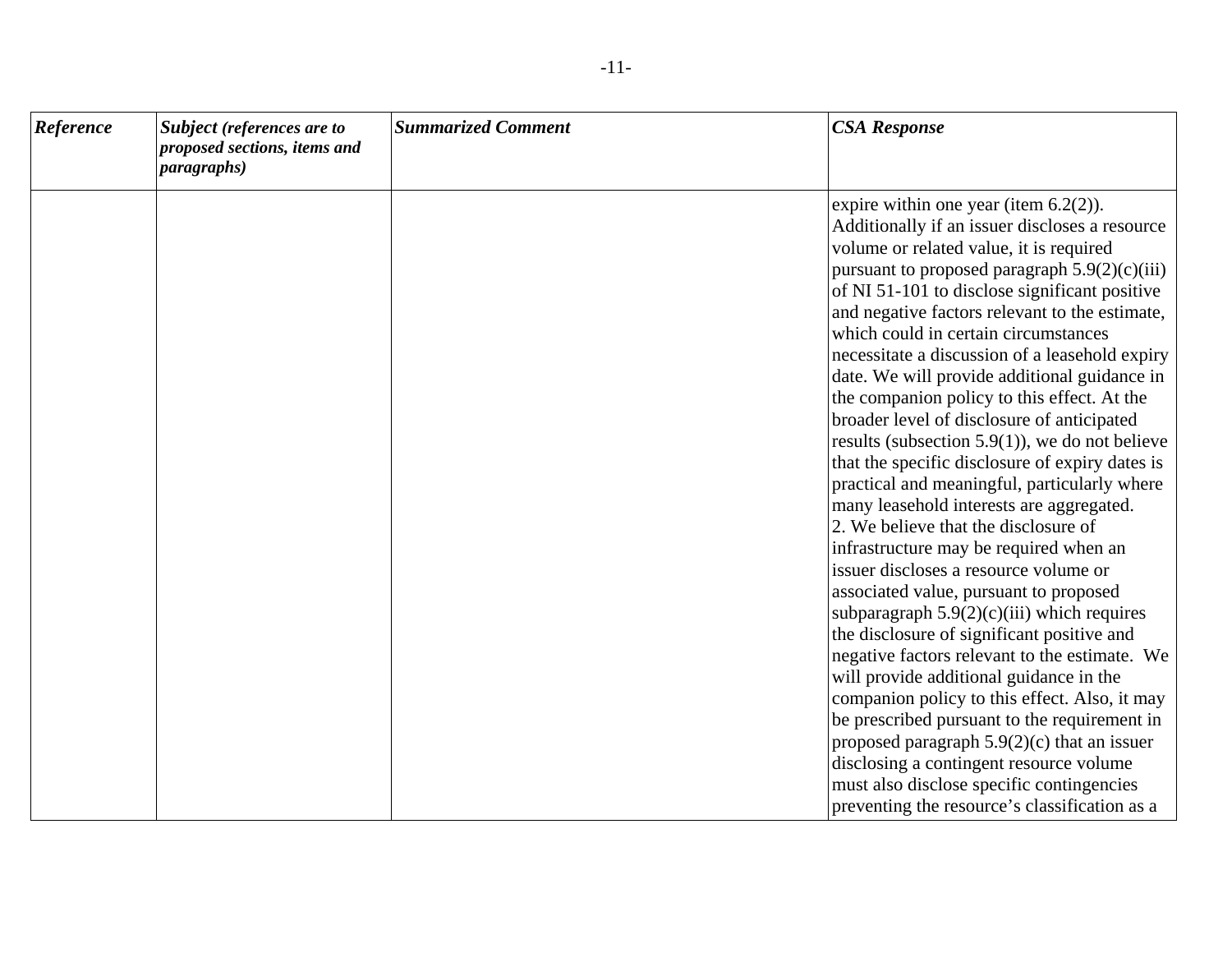| *Reference* | *Subject (references are to proposed sections, items and paragraphs)* | *Summarized Comment* | *CSA Response* |
| --- | --- | --- | --- |
| | | | expire within one year (item 6.2(2)). Additionally if an issuer discloses a resource volume or related value, it is required pursuant to proposed paragraph 5.9(2)(c)(iii) of NI 51-101 to disclose significant positive and negative factors relevant to the estimate, which could in certain circumstances necessitate a discussion of a leasehold expiry date. We will provide additional guidance in the companion policy to this effect. At the broader level of disclosure of anticipated results (subsection 5.9(1)), we do not believe that the specific disclosure of expiry dates is practical and meaningful, particularly where many leasehold interests are aggregated.<br>2. We believe that the disclosure of infrastructure may be required when an issuer discloses a resource volume or associated value, pursuant to proposed subparagraph 5.9(2)(c)(iii) which requires the disclosure of significant positive and negative factors relevant to the estimate. We will provide additional guidance in the companion policy to this effect. Also, it may be prescribed pursuant to the requirement in proposed paragraph 5.9(2)(c) that an issuer disclosing a contingent resource volume must also disclose specific contingencies preventing the resource's classification as a |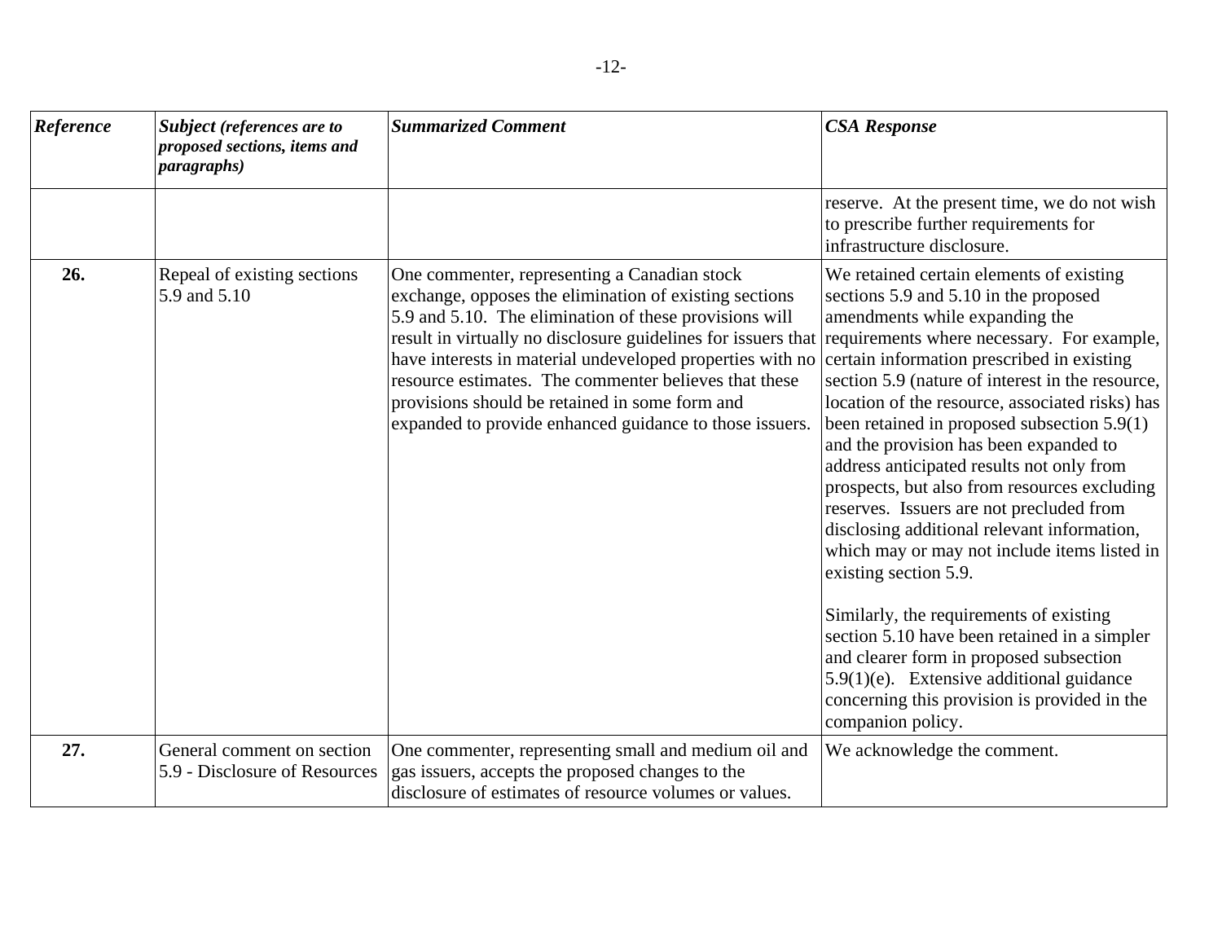| *Reference* | *Subject (references are to proposed sections, items and paragraphs)* | *Summarized Comment* | *CSA Response* |
|---|---|---|---|
| | | | reserve. At the present time, we do not wish to prescribe further requirements for infrastructure disclosure. |
| **26.** | Repeal of existing sections 5.9 and 5.10 | One commenter, representing a Canadian stock exchange, opposes the elimination of existing sections 5.9 and 5.10. The elimination of these provisions will result in virtually no disclosure guidelines for issuers that have interests in material undeveloped properties with no resource estimates. The commenter believes that these provisions should be retained in some form and expanded to provide enhanced guidance to those issuers. | We retained certain elements of existing sections 5.9 and 5.10 in the proposed amendments while expanding the requirements where necessary. For example, certain information prescribed in existing section 5.9 (nature of interest in the resource, location of the resource, associated risks) has been retained in proposed subsection 5.9(1) and the provision has been expanded to address anticipated results not only from prospects, but also from resources excluding reserves. Issuers are not precluded from disclosing additional relevant information, which may or may not include items listed in existing section 5.9.<br><br>Similarly, the requirements of existing section 5.10 have been retained in a simpler and clearer form in proposed subsection 5.9(1)(e). Extensive additional guidance concerning this provision is provided in the companion policy. |
| **27.** | General comment on section 5.9 - Disclosure of Resources | One commenter, representing small and medium oil and gas issuers, accepts the proposed changes to the disclosure of estimates of resource volumes or values. | We acknowledge the comment. |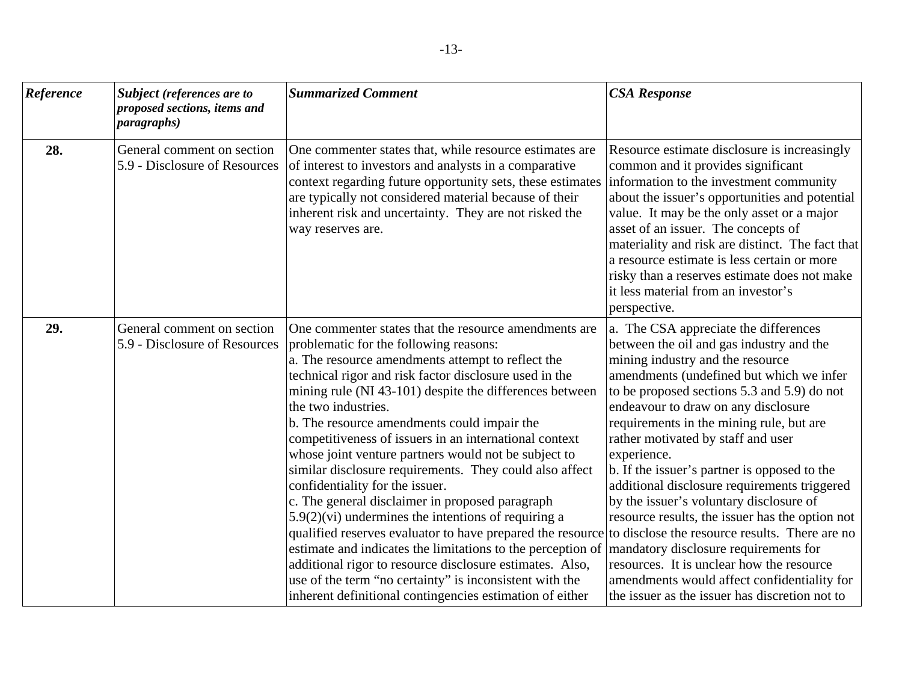| *Reference* | *Subject (references are to proposed sections, items and paragraphs)* | *Summarized Comment* | *CSA Response* |
|---|---|---|---|
| **28.** | General comment on section 5.9 - Disclosure of Resources | One commenter states that, while resource estimates are of interest to investors and analysts in a comparative context regarding future opportunity sets, these estimates are typically not considered material because of their inherent risk and uncertainty. They are not risked the way reserves are. | Resource estimate disclosure is increasingly common and it provides significant information to the investment community about the issuer's opportunities and potential value. It may be the only asset or a major asset of an issuer. The concepts of materiality and risk are distinct. The fact that a resource estimate is less certain or more risky than a reserves estimate does not make it less material from an investor's perspective. |
| **29.** | General comment on section 5.9 - Disclosure of Resources | One commenter states that the resource amendments are problematic for the following reasons:<br>a. The resource amendments attempt to reflect the technical rigor and risk factor disclosure used in the mining rule (NI 43-101) despite the differences between the two industries.<br>b. The resource amendments could impair the competitiveness of issuers in an international context whose joint venture partners would not be subject to similar disclosure requirements. They could also affect confidentiality for the issuer.<br>c. The general disclaimer in proposed paragraph 5.9(2)(vi) undermines the intentions of requiring a qualified reserves evaluator to have prepared the resource estimate and indicates the limitations to the perception of additional rigor to resource disclosure estimates. Also, use of the term "no certainty" is inconsistent with the inherent definitional contingencies estimation of either | a. The CSA appreciate the differences between the oil and gas industry and the mining industry and the resource amendments (undefined but which we infer to be proposed sections 5.3 and 5.9) do not endeavour to draw on any disclosure requirements in the mining rule, but are rather motivated by staff and user experience.<br>b. If the issuer's partner is opposed to the additional disclosure requirements triggered by the issuer's voluntary disclosure of resource results, the issuer has the option not to disclose the resource results. There are no mandatory disclosure requirements for resources. It is unclear how the resource amendments would affect confidentiality for the issuer as the issuer has discretion not to |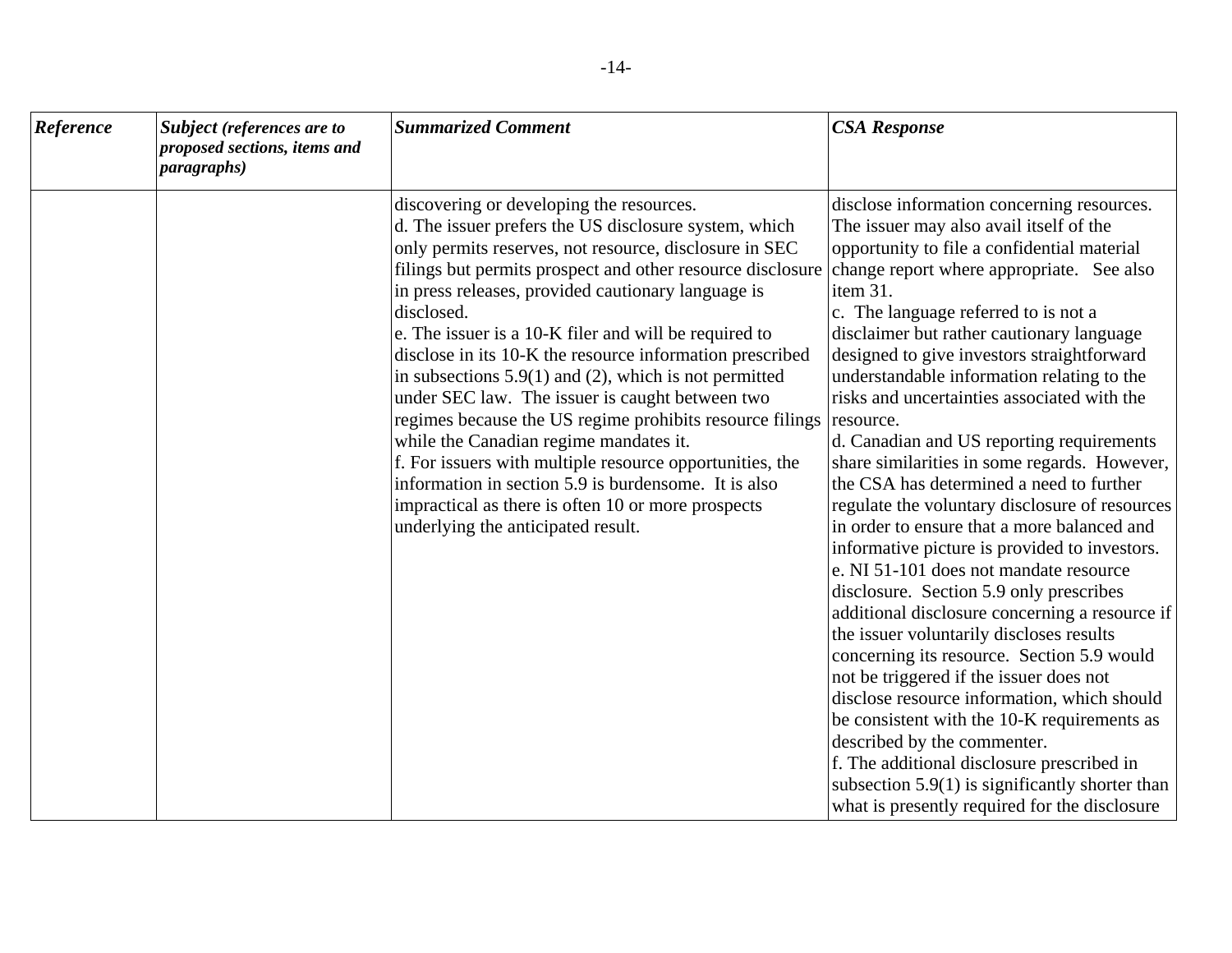| *Reference* | *Subject (references are to proposed sections, items and paragraphs)* | *Summarized Comment* | *CSA Response* |
|---|---|---|---|
| | | discovering or developing the resources.<br>d. The issuer prefers the US disclosure system, which only permits reserves, not resource, disclosure in SEC filings but permits prospect and other resource disclosure in press releases, provided cautionary language is disclosed.<br>e. The issuer is a 10-K filer and will be required to disclose in its 10-K the resource information prescribed in subsections 5.9(1) and (2), which is not permitted under SEC law. The issuer is caught between two regimes because the US regime prohibits resource filings while the Canadian regime mandates it.<br>f. For issuers with multiple resource opportunities, the information in section 5.9 is burdensome. It is also impractical as there is often 10 or more prospects underlying the anticipated result. | disclose information concerning resources. The issuer may also avail itself of the opportunity to file a confidential material change report where appropriate. See also item 31.<br>c. The language referred to is not a disclaimer but rather cautionary language designed to give investors straightforward understandable information relating to the risks and uncertainties associated with the resource.<br>d. Canadian and US reporting requirements share similarities in some regards. However, the CSA has determined a need to further regulate the voluntary disclosure of resources in order to ensure that a more balanced and informative picture is provided to investors.<br>e. NI 51-101 does not mandate resource disclosure. Section 5.9 only prescribes additional disclosure concerning a resource if the issuer voluntarily discloses results concerning its resource. Section 5.9 would not be triggered if the issuer does not disclose resource information, which should be consistent with the 10-K requirements as described by the commenter.<br>f. The additional disclosure prescribed in subsection 5.9(1) is significantly shorter than what is presently required for the disclosure |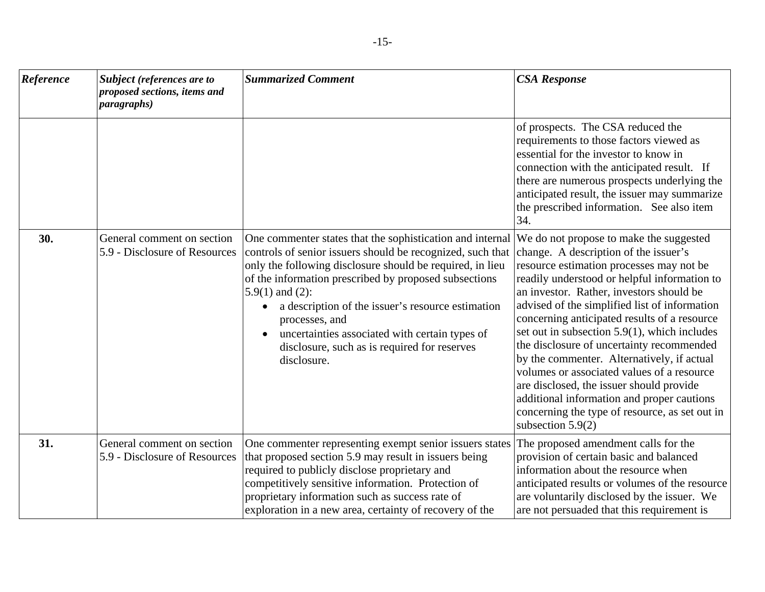| *Reference* | *Subject (references are to proposed sections, items and paragraphs)* | *Summarized Comment* | *CSA Response* |
|---|---|---|---|
| | | | of prospects. The CSA reduced the requirements to those factors viewed as essential for the investor to know in connection with the anticipated result. If there are numerous prospects underlying the anticipated result, the issuer may summarize the prescribed information. See also item 34. |
| **30.** | General comment on section 5.9 - Disclosure of Resources | One commenter states that the sophistication and internal controls of senior issuers should be recognized, such that only the following disclosure should be required, in lieu of the information prescribed by proposed subsections 5.9(1) and (2): <br>• a description of the issuer's resource estimation processes, and <br>• uncertainties associated with certain types of disclosure, such as is required for reserves disclosure. | We do not propose to make the suggested change. A description of the issuer's resource estimation processes may not be readily understood or helpful information to an investor. Rather, investors should be advised of the simplified list of information concerning anticipated results of a resource set out in subsection 5.9(1), which includes the disclosure of uncertainty recommended by the commenter. Alternatively, if actual volumes or associated values of a resource are disclosed, the issuer should provide additional information and proper cautions concerning the type of resource, as set out in subsection 5.9(2) |
| **31.** | General comment on section 5.9 - Disclosure of Resources | One commenter representing exempt senior issuers states that proposed section 5.9 may result in issuers being required to publicly disclose proprietary and competitively sensitive information. Protection of proprietary information such as success rate of exploration in a new area, certainty of recovery of the | The proposed amendment calls for the provision of certain basic and balanced information about the resource when anticipated results or volumes of the resource are voluntarily disclosed by the issuer. We are not persuaded that this requirement is |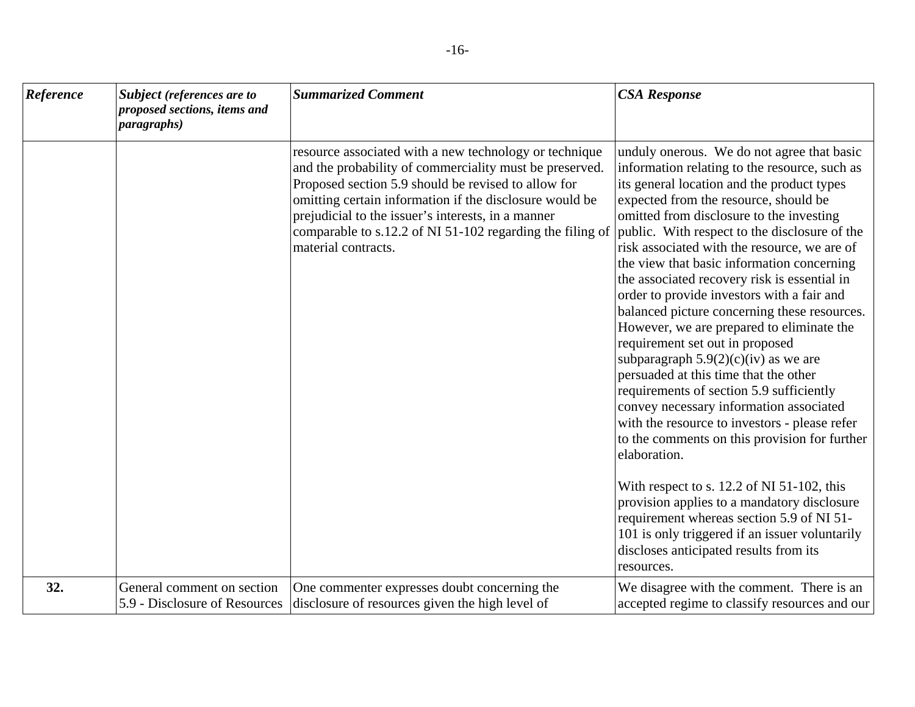| *Reference* | *Subject (references are to proposed sections, items and paragraphs)* | *Summarized Comment* | *CSA Response* |
| --- | --- | --- | --- |
| | | resource associated with a new technology or technique and the probability of commerciality must be preserved. Proposed section 5.9 should be revised to allow for omitting certain information if the disclosure would be prejudicial to the issuer's interests, in a manner comparable to s.12.2 of NI 51-102 regarding the filing of material contracts. | unduly onerous. We do not agree that basic information relating to the resource, such as its general location and the product types expected from the resource, should be omitted from disclosure to the investing public. With respect to the disclosure of the risk associated with the resource, we are of the view that basic information concerning the associated recovery risk is essential in order to provide investors with a fair and balanced picture concerning these resources. However, we are prepared to eliminate the requirement set out in proposed subparagraph 5.9(2)(c)(iv) as we are persuaded at this time that the other requirements of section 5.9 sufficiently convey necessary information associated with the resource to investors - please refer to the comments on this provision for further elaboration.<br><br>With respect to s. 12.2 of NI 51-102, this provision applies to a mandatory disclosure requirement whereas section 5.9 of NI 51-101 is only triggered if an issuer voluntarily discloses anticipated results from its resources. |
| **32.** | General comment on section 5.9 - Disclosure of Resources | One commenter expresses doubt concerning the disclosure of resources given the high level of | We disagree with the comment. There is an accepted regime to classify resources and our |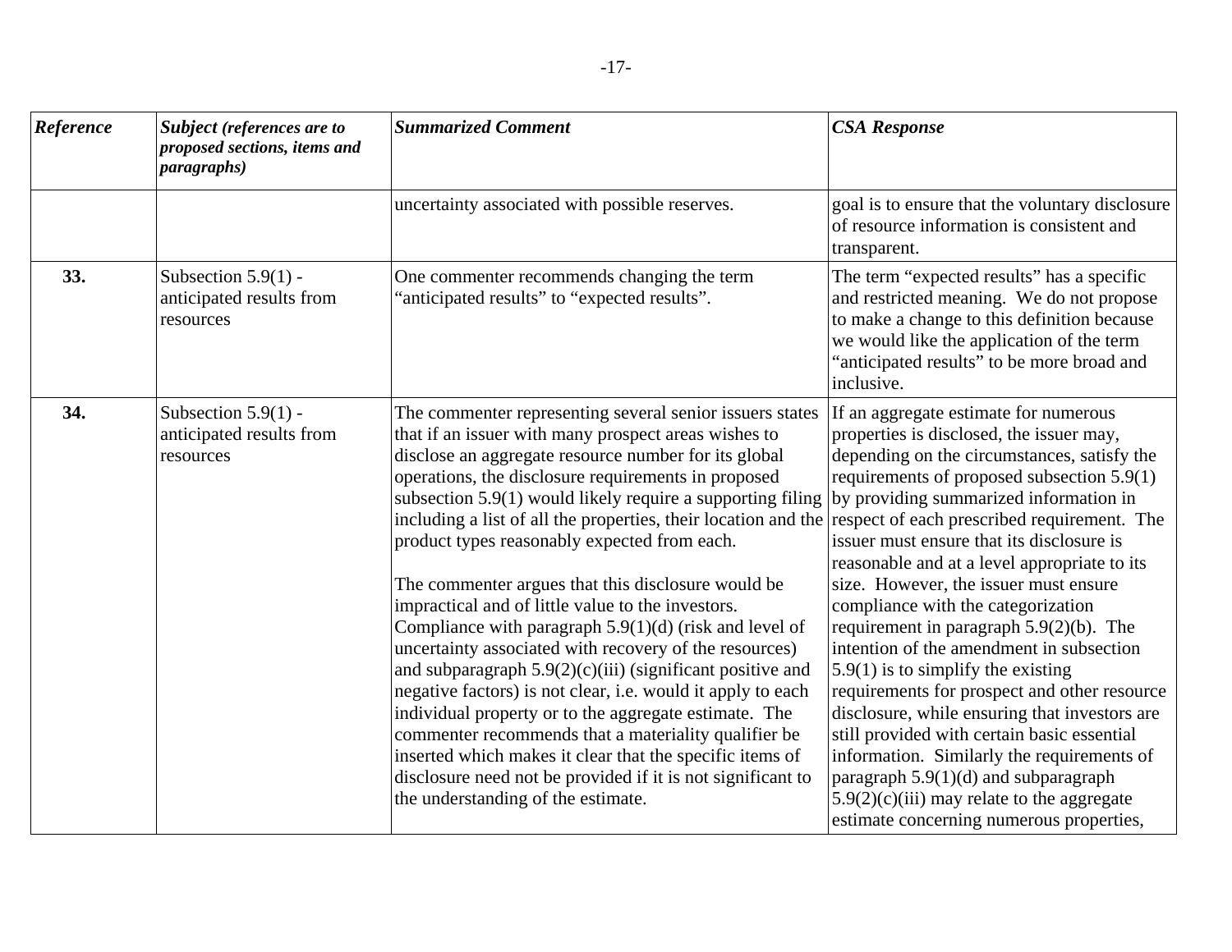| *Reference* | *Subject (references are to proposed sections, items and paragraphs)* | *Summarized Comment* | *CSA Response* |
|---|---|---|---|
| | | uncertainty associated with possible reserves. | goal is to ensure that the voluntary disclosure of resource information is consistent and transparent. |
| **33.** | Subsection 5.9(1) - anticipated results from resources | One commenter recommends changing the term "anticipated results" to "expected results". | The term "expected results" has a specific and restricted meaning. We do not propose to make a change to this definition because we would like the application of the term "anticipated results" to be more broad and inclusive. |
| **34.** | Subsection 5.9(1) - anticipated results from resources | The commenter representing several senior issuers states that if an issuer with many prospect areas wishes to disclose an aggregate resource number for its global operations, the disclosure requirements in proposed subsection 5.9(1) would likely require a supporting filing including a list of all the properties, their location and the product types reasonably expected from each.<br><br>The commenter argues that this disclosure would be impractical and of little value to the investors. Compliance with paragraph 5.9(1)(d) (risk and level of uncertainty associated with recovery of the resources) and subparagraph 5.9(2)(c)(iii) (significant positive and negative factors) is not clear, i.e. would it apply to each individual property or to the aggregate estimate. The commenter recommends that a materiality qualifier be inserted which makes it clear that the specific items of disclosure need not be provided if it is not significant to the understanding of the estimate. | If an aggregate estimate for numerous properties is disclosed, the issuer may, depending on the circumstances, satisfy the requirements of proposed subsection 5.9(1) by providing summarized information in respect of each prescribed requirement. The issuer must ensure that its disclosure is reasonable and at a level appropriate to its size. However, the issuer must ensure compliance with the categorization requirement in paragraph 5.9(2)(b). The intention of the amendment in subsection 5.9(1) is to simplify the existing requirements for prospect and other resource disclosure, while ensuring that investors are still provided with certain basic essential information. Similarly the requirements of paragraph 5.9(1)(d) and subparagraph 5.9(2)(c)(iii) may relate to the aggregate estimate concerning numerous properties, |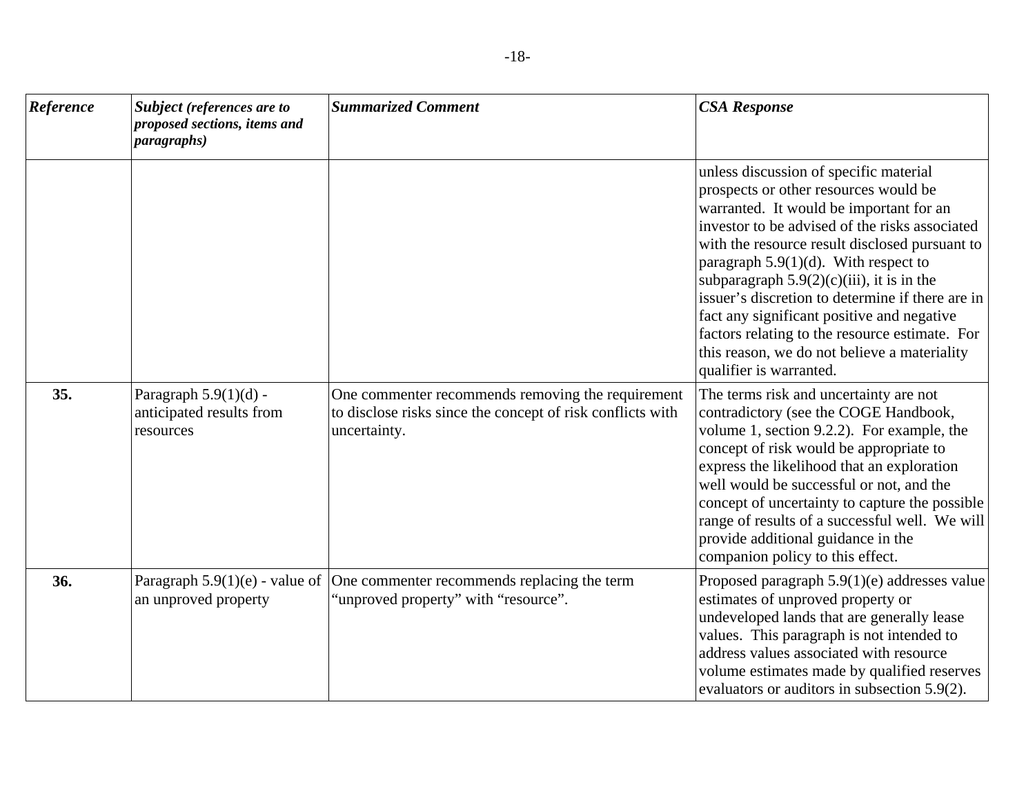| *Reference* | *Subject (references are to proposed sections, items and paragraphs)* | *Summarized Comment* | *CSA Response* |
|---|---|---|---|
| | | | unless discussion of specific material prospects or other resources would be warranted. It would be important for an investor to be advised of the risks associated with the resource result disclosed pursuant to paragraph 5.9(1)(d). With respect to subparagraph 5.9(2)(c)(iii), it is in the issuer's discretion to determine if there are in fact any significant positive and negative factors relating to the resource estimate. For this reason, we do not believe a materiality qualifier is warranted. |
| **35.** | Paragraph 5.9(1)(d) - anticipated results from resources | One commenter recommends removing the requirement to disclose risks since the concept of risk conflicts with uncertainty. | The terms risk and uncertainty are not contradictory (see the COGE Handbook, volume 1, section 9.2.2). For example, the concept of risk would be appropriate to express the likelihood that an exploration well would be successful or not, and the concept of uncertainty to capture the possible range of results of a successful well. We will provide additional guidance in the companion policy to this effect. |
| **36.** | Paragraph 5.9(1)(e) - value of an unproved property | One commenter recommends replacing the term "unproved property" with "resource". | Proposed paragraph 5.9(1)(e) addresses value estimates of unproved property or undeveloped lands that are generally lease values. This paragraph is not intended to address values associated with resource volume estimates made by qualified reserves evaluators or auditors in subsection 5.9(2). |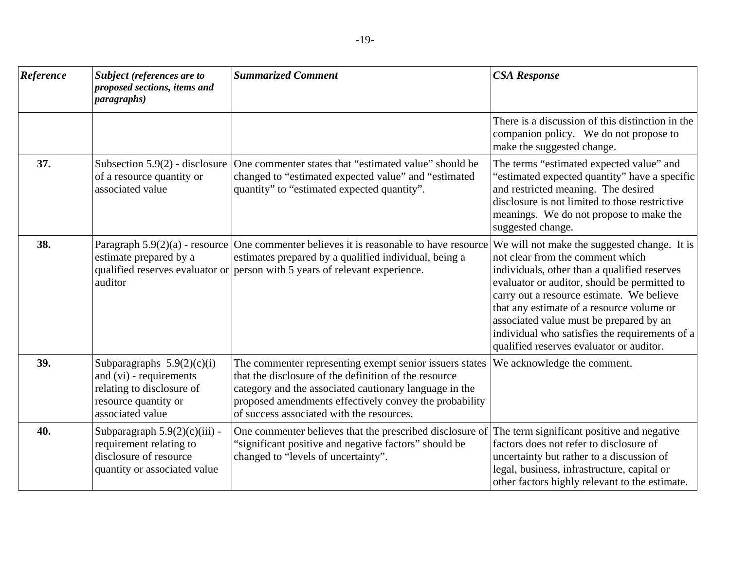| *Reference* | *Subject (references are to proposed sections, items and paragraphs)* | *Summarized Comment* | *CSA Response* |
|---|---|---|---|
| | | | There is a discussion of this distinction in the companion policy. We do not propose to make the suggested change. |
| **37.** | Subsection 5.9(2) - disclosure of a resource quantity or associated value | One commenter states that "estimated value" should be changed to "estimated expected value" and "estimated quantity" to "estimated expected quantity". | The terms "estimated expected value" and "estimated expected quantity" have a specific and restricted meaning. The desired disclosure is not limited to those restrictive meanings. We do not propose to make the suggested change. |
| **38.** | Paragraph 5.9(2)(a) - resource estimate prepared by a qualified reserves evaluator or auditor | One commenter believes it is reasonable to have resource estimates prepared by a qualified individual, being a person with 5 years of relevant experience. | We will not make the suggested change. It is not clear from the comment which individuals, other than a qualified reserves evaluator or auditor, should be permitted to carry out a resource estimate. We believe that any estimate of a resource volume or associated value must be prepared by an individual who satisfies the requirements of a qualified reserves evaluator or auditor. |
| **39.** | Subparagraphs 5.9(2)(c)(i) and (vi) - requirements relating to disclosure of resource quantity or associated value | The commenter representing exempt senior issuers states that the disclosure of the definition of the resource category and the associated cautionary language in the proposed amendments effectively convey the probability of success associated with the resources. | We acknowledge the comment. |
| **40.** | Subparagraph 5.9(2)(c)(iii) - requirement relating to disclosure of resource quantity or associated value | One commenter believes that the prescribed disclosure of "significant positive and negative factors" should be changed to "levels of uncertainty". | The term significant positive and negative factors does not refer to disclosure of uncertainty but rather to a discussion of legal, business, infrastructure, capital or other factors highly relevant to the estimate. |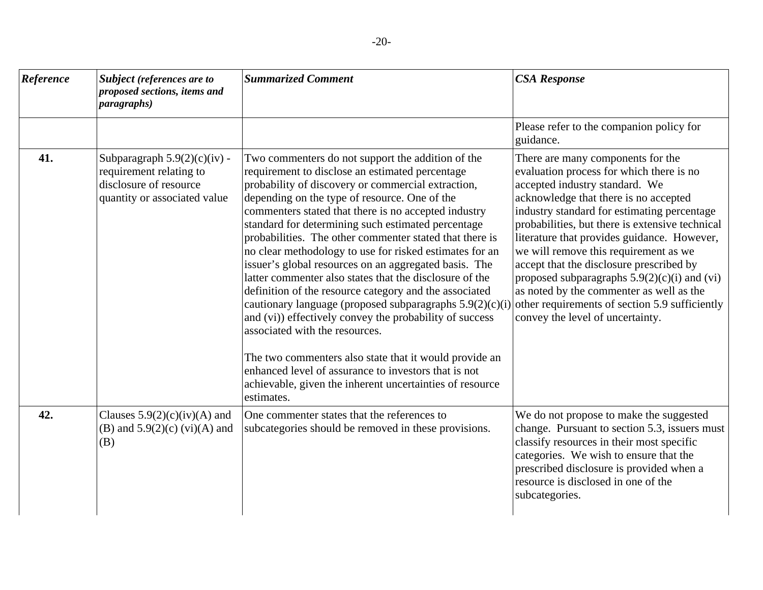| *Reference* | *Subject (references are to proposed sections, items and paragraphs)* | *Summarized Comment* | *CSA Response* |
|---|---|---|---|
| | | | Please refer to the companion policy for guidance. |
| **41.** | Subparagraph 5.9(2)(c)(iv) - requirement relating to disclosure of resource quantity or associated value | Two commenters do not support the addition of the requirement to disclose an estimated percentage probability of discovery or commercial extraction, depending on the type of resource. One of the commenters stated that there is no accepted industry standard for determining such estimated percentage probabilities. The other commenter stated that there is no clear methodology to use for risked estimates for an issuer's global resources on an aggregated basis. The latter commenter also states that the disclosure of the definition of the resource category and the associated cautionary language (proposed subparagraphs 5.9(2)(c)(i) and (vi)) effectively convey the probability of success associated with the resources.<br><br>The two commenters also state that it would provide an enhanced level of assurance to investors that is not achievable, given the inherent uncertainties of resource estimates. | There are many components for the evaluation process for which there is no accepted industry standard. We acknowledge that there is no accepted industry standard for estimating percentage probabilities, but there is extensive technical literature that provides guidance. However, we will remove this requirement as we accept that the disclosure prescribed by proposed subparagraphs 5.9(2)(c)(i) and (vi) as noted by the commenter as well as the other requirements of section 5.9 sufficiently convey the level of uncertainty. |
| **42.** | Clauses 5.9(2)(c)(iv)(A) and (B) and 5.9(2)(c) (vi)(A) and (B) | One commenter states that the references to subcategories should be removed in these provisions. | We do not propose to make the suggested change. Pursuant to section 5.3, issuers must classify resources in their most specific categories. We wish to ensure that the prescribed disclosure is provided when a resource is disclosed in one of the subcategories. |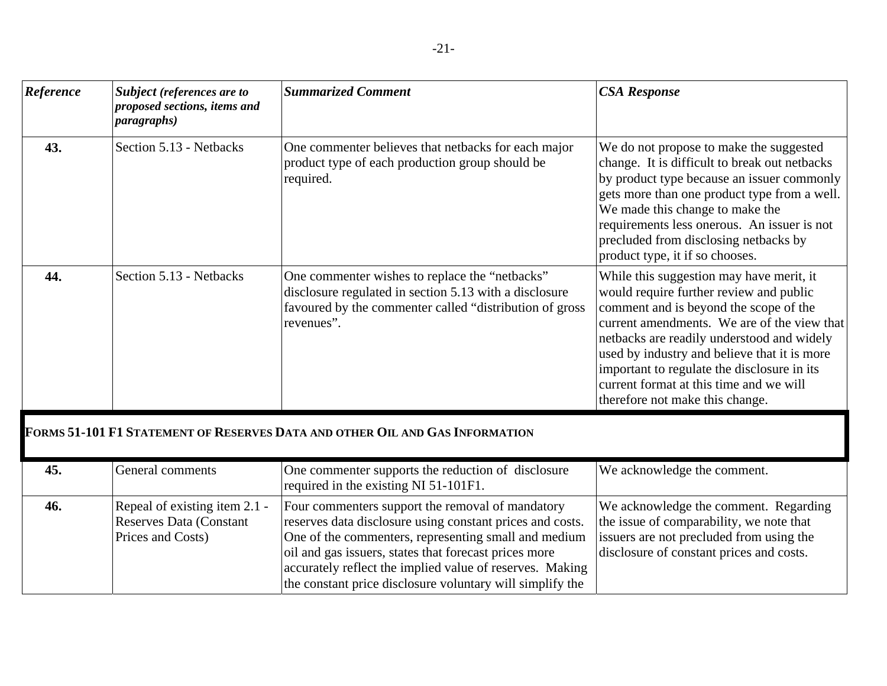| *Reference* | *Subject (references are to proposed sections, items and paragraphs)* | *Summarized Comment* | *CSA Response* |
|---|---|---|---|
| **43.** | Section 5.13 - Netbacks | One commenter believes that netbacks for each major product type of each production group should be required. | We do not propose to make the suggested change. It is difficult to break out netbacks by product type because an issuer commonly gets more than one product type from a well. We made this change to make the requirements less onerous. An issuer is not precluded from disclosing netbacks by product type, it if so chooses. |
| **44.** | Section 5.13 - Netbacks | One commenter wishes to replace the "netbacks" disclosure regulated in section 5.13 with a disclosure favoured by the commenter called "distribution of gross revenues". | While this suggestion may have merit, it would require further review and public comment and is beyond the scope of the current amendments. We are of the view that netbacks are readily understood and widely used by industry and believe that it is more important to regulate the disclosure in its current format at this time and we will therefore not make this change. |
| **FORMS 51-101 F1 STATEMENT OF RESERVES DATA AND OTHER OIL AND GAS INFORMATION** | | | |
| **45.** | General comments | One commenter supports the reduction of disclosure required in the existing NI 51-101F1. | We acknowledge the comment. |
| **46.** | Repeal of existing item 2.1 - Reserves Data (Constant Prices and Costs) | Four commenters support the removal of mandatory reserves data disclosure using constant prices and costs. One of the commenters, representing small and medium oil and gas issuers, states that forecast prices more accurately reflect the implied value of reserves. Making the constant price disclosure voluntary will simplify the | We acknowledge the comment. Regarding the issue of comparability, we note that issuers are not precluded from using the disclosure of constant prices and costs. |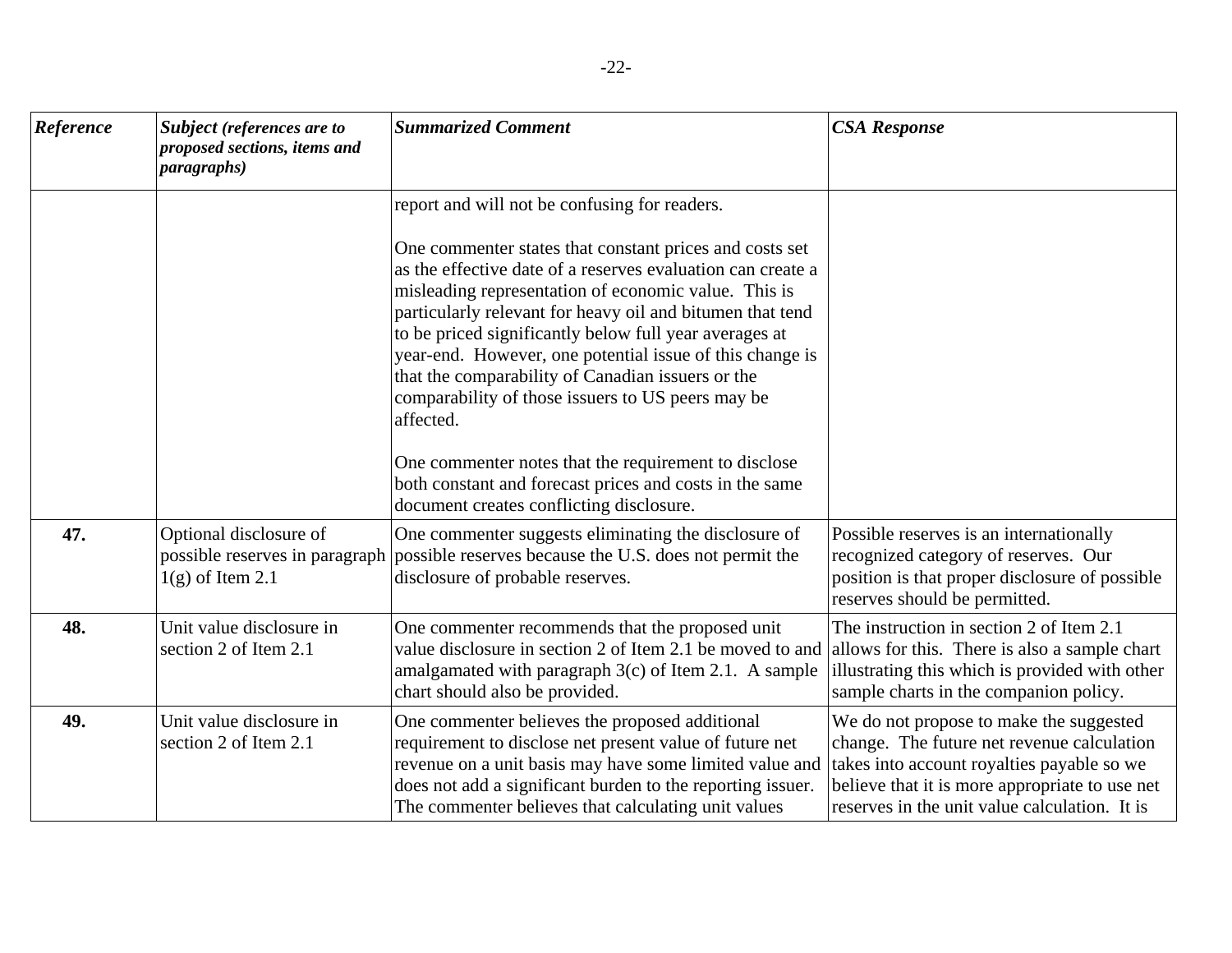| *Reference* | *Subject (references are to proposed sections, items and paragraphs)* | *Summarized Comment* | *CSA Response* |
|---|---|---|---|
| | | report and will not be confusing for readers.<br><br>One commenter states that constant prices and costs set as the effective date of a reserves evaluation can create a misleading representation of economic value. This is particularly relevant for heavy oil and bitumen that tend to be priced significantly below full year averages at year-end. However, one potential issue of this change is that the comparability of Canadian issuers or the comparability of those issuers to US peers may be affected.<br><br>One commenter notes that the requirement to disclose both constant and forecast prices and costs in the same document creates conflicting disclosure. | |
| **47.** | Optional disclosure of possible reserves in paragraph 1(g) of Item 2.1 | One commenter suggests eliminating the disclosure of possible reserves because the U.S. does not permit the disclosure of probable reserves. | Possible reserves is an internationally recognized category of reserves. Our position is that proper disclosure of possible reserves should be permitted. |
| **48.** | Unit value disclosure in section 2 of Item 2.1 | One commenter recommends that the proposed unit value disclosure in section 2 of Item 2.1 be moved to and amalgamated with paragraph 3(c) of Item 2.1. A sample chart should also be provided. | The instruction in section 2 of Item 2.1 allows for this. There is also a sample chart illustrating this which is provided with other sample charts in the companion policy. |
| **49.** | Unit value disclosure in section 2 of Item 2.1 | One commenter believes the proposed additional requirement to disclose net present value of future net revenue on a unit basis may have some limited value and does not add a significant burden to the reporting issuer. The commenter believes that calculating unit values | We do not propose to make the suggested change. The future net revenue calculation takes into account royalties payable so we believe that it is more appropriate to use net reserves in the unit value calculation. It is |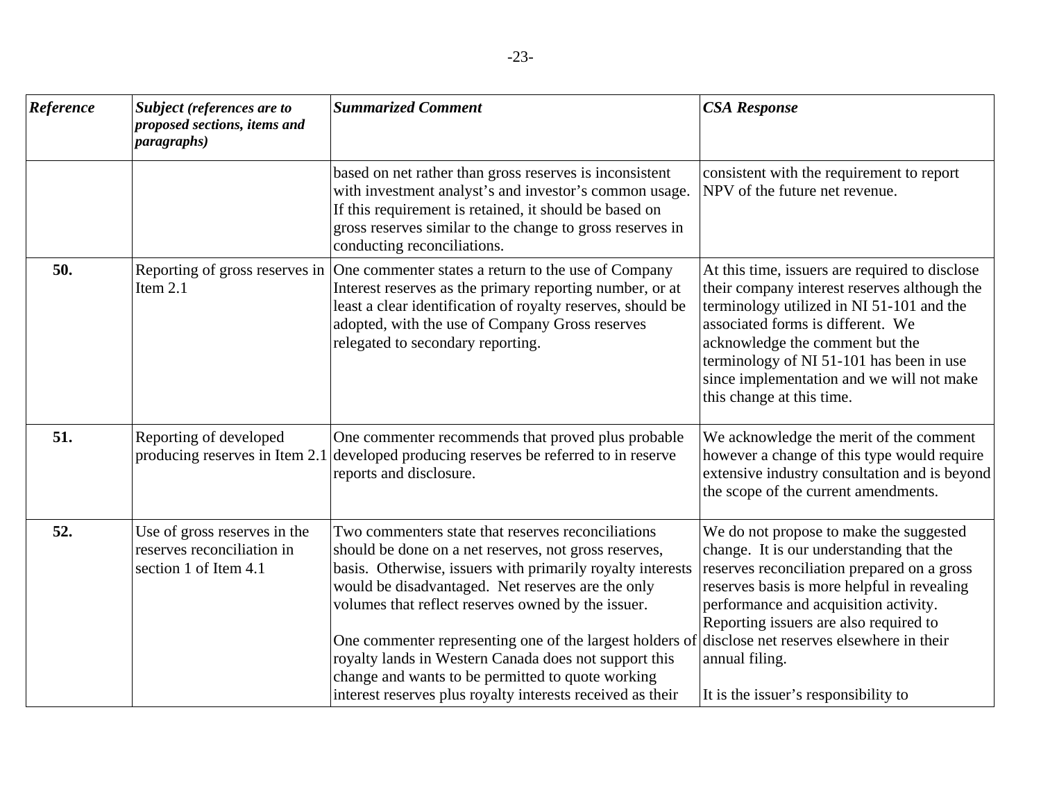| *Reference* | *Subject (references are to proposed sections, items and paragraphs)* | *Summarized Comment* | *CSA Response* |
|---|---|---|---|
| | | based on net rather than gross reserves is inconsistent with investment analyst's and investor's common usage. If this requirement is retained, it should be based on gross reserves similar to the change to gross reserves in conducting reconciliations. | consistent with the requirement to report NPV of the future net revenue. |
| **50.** | Reporting of gross reserves in Item 2.1 | One commenter states a return to the use of Company Interest reserves as the primary reporting number, or at least a clear identification of royalty reserves, should be adopted, with the use of Company Gross reserves relegated to secondary reporting. | At this time, issuers are required to disclose their company interest reserves although the terminology utilized in NI 51-101 and the associated forms is different. We acknowledge the comment but the terminology of NI 51-101 has been in use since implementation and we will not make this change at this time. |
| **51.** | Reporting of developed producing reserves in Item 2.1 | One commenter recommends that proved plus probable developed producing reserves be referred to in reserve reports and disclosure. | We acknowledge the merit of the comment however a change of this type would require extensive industry consultation and is beyond the scope of the current amendments. |
| **52.** | Use of gross reserves in the reserves reconciliation in section 1 of Item 4.1 | Two commenters state that reserves reconciliations should be done on a net reserves, not gross reserves, basis. Otherwise, issuers with primarily royalty interests would be disadvantaged. Net reserves are the only volumes that reflect reserves owned by the issuer.<br><br>One commenter representing one of the largest holders of royalty lands in Western Canada does not support this change and wants to be permitted to quote working interest reserves plus royalty interests received as their | We do not propose to make the suggested change. It is our understanding that the reserves reconciliation prepared on a gross reserves basis is more helpful in revealing performance and acquisition activity. Reporting issuers are also required to disclose net reserves elsewhere in their annual filing.<br><br>It is the issuer's responsibility to |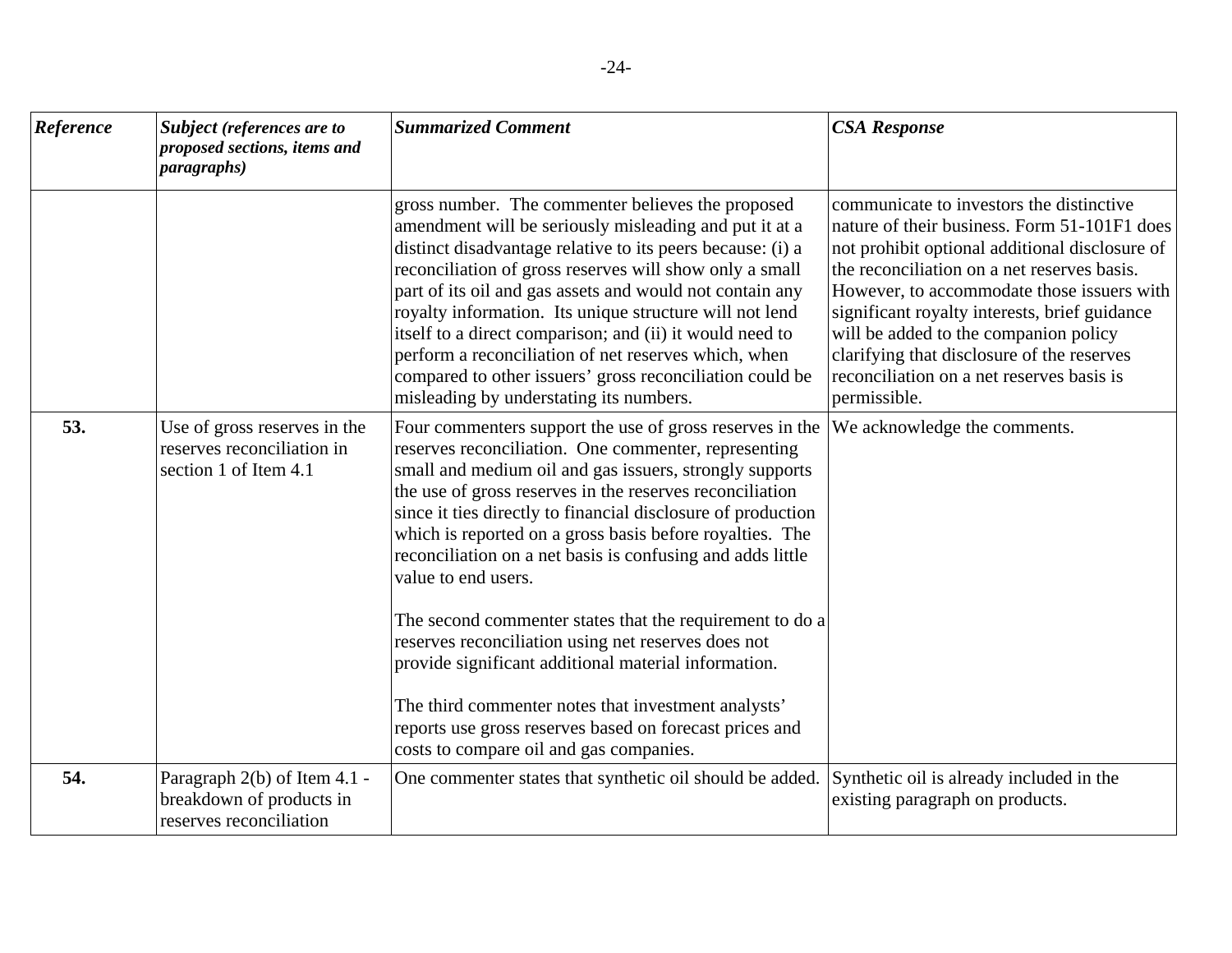| *Reference* | *Subject (references are to proposed sections, items and paragraphs)* | *Summarized Comment* | *CSA Response* |
|---|---|---|---|
| | | gross number. The commenter believes the proposed amendment will be seriously misleading and put it at a distinct disadvantage relative to its peers because: (i) a reconciliation of gross reserves will show only a small part of its oil and gas assets and would not contain any royalty information. Its unique structure will not lend itself to a direct comparison; and (ii) it would need to perform a reconciliation of net reserves which, when compared to other issuers' gross reconciliation could be misleading by understating its numbers. | communicate to investors the distinctive nature of their business. Form 51-101F1 does not prohibit optional additional disclosure of the reconciliation on a net reserves basis. However, to accommodate those issuers with significant royalty interests, brief guidance will be added to the companion policy clarifying that disclosure of the reserves reconciliation on a net reserves basis is permissible. |
| **53.** | Use of gross reserves in the reserves reconciliation in section 1 of Item 4.1 | Four commenters support the use of gross reserves in the reserves reconciliation. One commenter, representing small and medium oil and gas issuers, strongly supports the use of gross reserves in the reserves reconciliation since it ties directly to financial disclosure of production which is reported on a gross basis before royalties. The reconciliation on a net basis is confusing and adds little value to end users.<br><br>The second commenter states that the requirement to do a reserves reconciliation using net reserves does not provide significant additional material information.<br><br>The third commenter notes that investment analysts' reports use gross reserves based on forecast prices and costs to compare oil and gas companies. | We acknowledge the comments. |
| **54.** | Paragraph 2(b) of Item 4.1 - breakdown of products in reserves reconciliation | One commenter states that synthetic oil should be added. | Synthetic oil is already included in the existing paragraph on products. |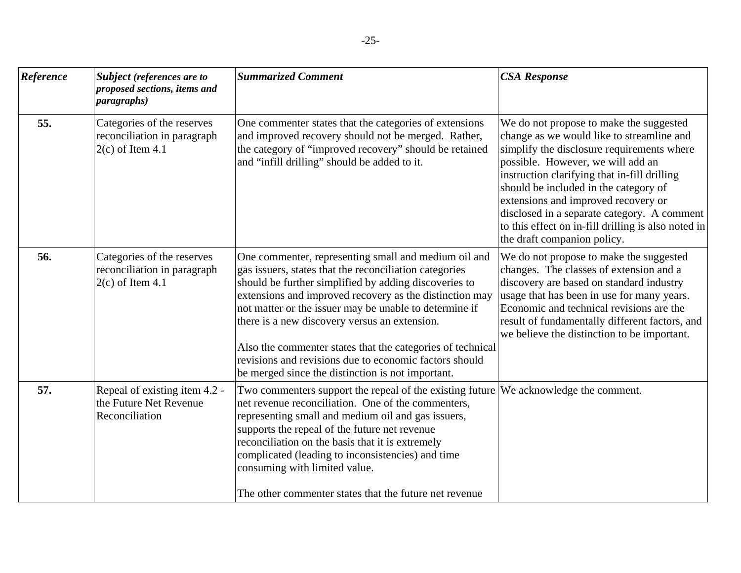| *Reference* | *Subject (references are to proposed sections, items and paragraphs)* | *Summarized Comment* | *CSA Response* |
|---|---|---|---|
| **55.** | Categories of the reserves reconciliation in paragraph 2(c) of Item 4.1 | One commenter states that the categories of extensions and improved recovery should not be merged. Rather, the category of "improved recovery" should be retained and "infill drilling" should be added to it. | We do not propose to make the suggested change as we would like to streamline and simplify the disclosure requirements where possible. However, we will add an instruction clarifying that in-fill drilling should be included in the category of extensions and improved recovery or disclosed in a separate category. A comment to this effect on in-fill drilling is also noted in the draft companion policy. |
| **56.** | Categories of the reserves reconciliation in paragraph 2(c) of Item 4.1 | One commenter, representing small and medium oil and gas issuers, states that the reconciliation categories should be further simplified by adding discoveries to extensions and improved recovery as the distinction may not matter or the issuer may be unable to determine if there is a new discovery versus an extension.<br><br>Also the commenter states that the categories of technical revisions and revisions due to economic factors should be merged since the distinction is not important. | We do not propose to make the suggested changes. The classes of extension and a discovery are based on standard industry usage that has been in use for many years. Economic and technical revisions are the result of fundamentally different factors, and we believe the distinction to be important. |
| **57.** | Repeal of existing item 4.2 - the Future Net Revenue Reconciliation | Two commenters support the repeal of the existing future net revenue reconciliation. One of the commenters, representing small and medium oil and gas issuers, supports the repeal of the future net revenue reconciliation on the basis that it is extremely complicated (leading to inconsistencies) and time consuming with limited value.<br><br>The other commenter states that the future net revenue | We acknowledge the comment. |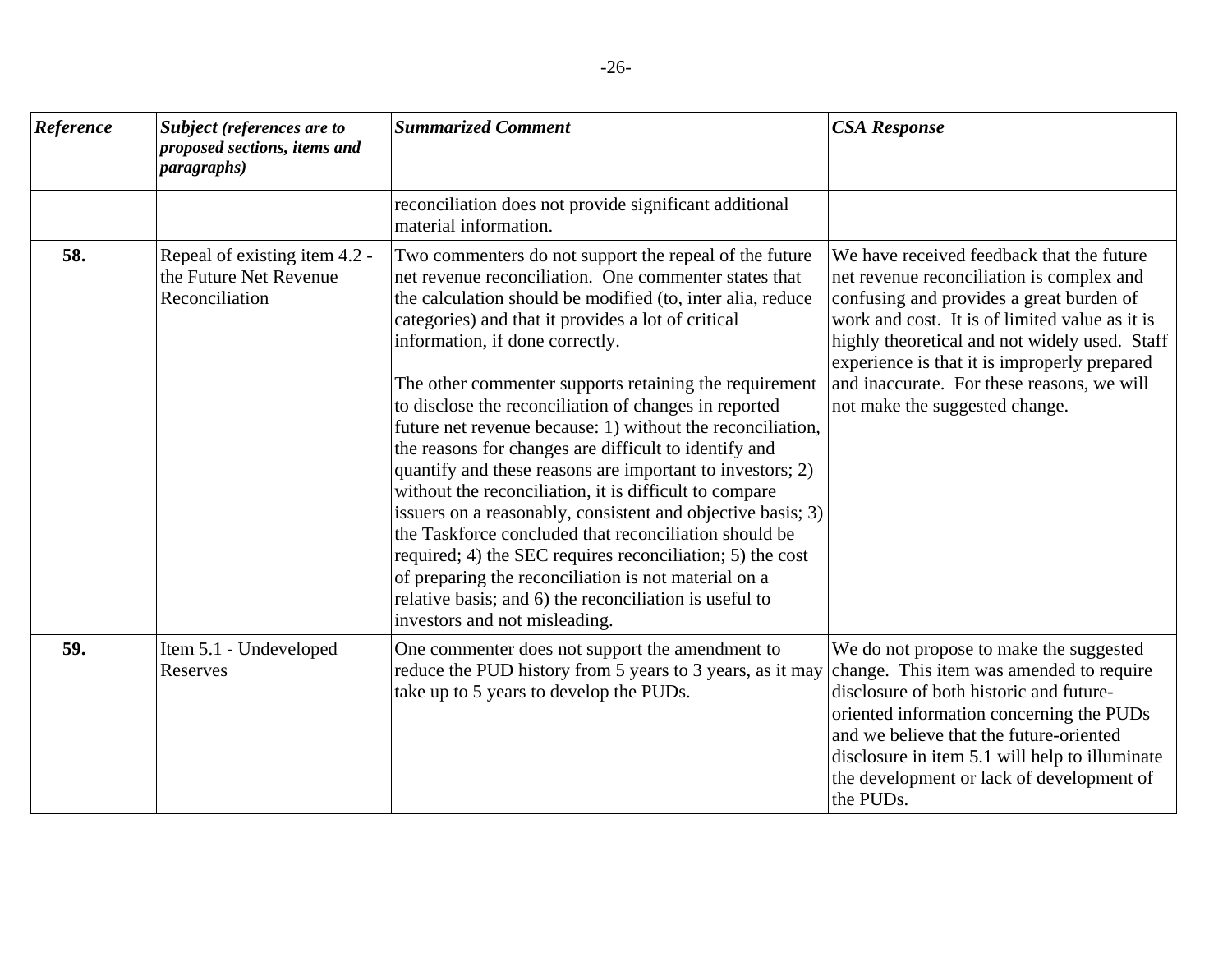| *Reference* | *Subject (references are to proposed sections, items and paragraphs)* | *Summarized Comment* | *CSA Response* |
|---|---|---|---|
| | | reconciliation does not provide significant additional material information. | |
| **58.** | Repeal of existing item 4.2 - the Future Net Revenue Reconciliation | Two commenters do not support the repeal of the future net revenue reconciliation. One commenter states that the calculation should be modified (to, inter alia, reduce categories) and that it provides a lot of critical information, if done correctly.<br><br>The other commenter supports retaining the requirement to disclose the reconciliation of changes in reported future net revenue because: 1) without the reconciliation, the reasons for changes are difficult to identify and quantify and these reasons are important to investors; 2) without the reconciliation, it is difficult to compare issuers on a reasonably, consistent and objective basis; 3) the Taskforce concluded that reconciliation should be required; 4) the SEC requires reconciliation; 5) the cost of preparing the reconciliation is not material on a relative basis; and 6) the reconciliation is useful to investors and not misleading. | We have received feedback that the future net revenue reconciliation is complex and confusing and provides a great burden of work and cost. It is of limited value as it is highly theoretical and not widely used. Staff experience is that it is improperly prepared and inaccurate. For these reasons, we will not make the suggested change. |
| **59.** | Item 5.1 - Undeveloped Reserves | One commenter does not support the amendment to reduce the PUD history from 5 years to 3 years, as it may take up to 5 years to develop the PUDs. | We do not propose to make the suggested change. This item was amended to require disclosure of both historic and future-oriented information concerning the PUDs and we believe that the future-oriented disclosure in item 5.1 will help to illuminate the development or lack of development of the PUDs. |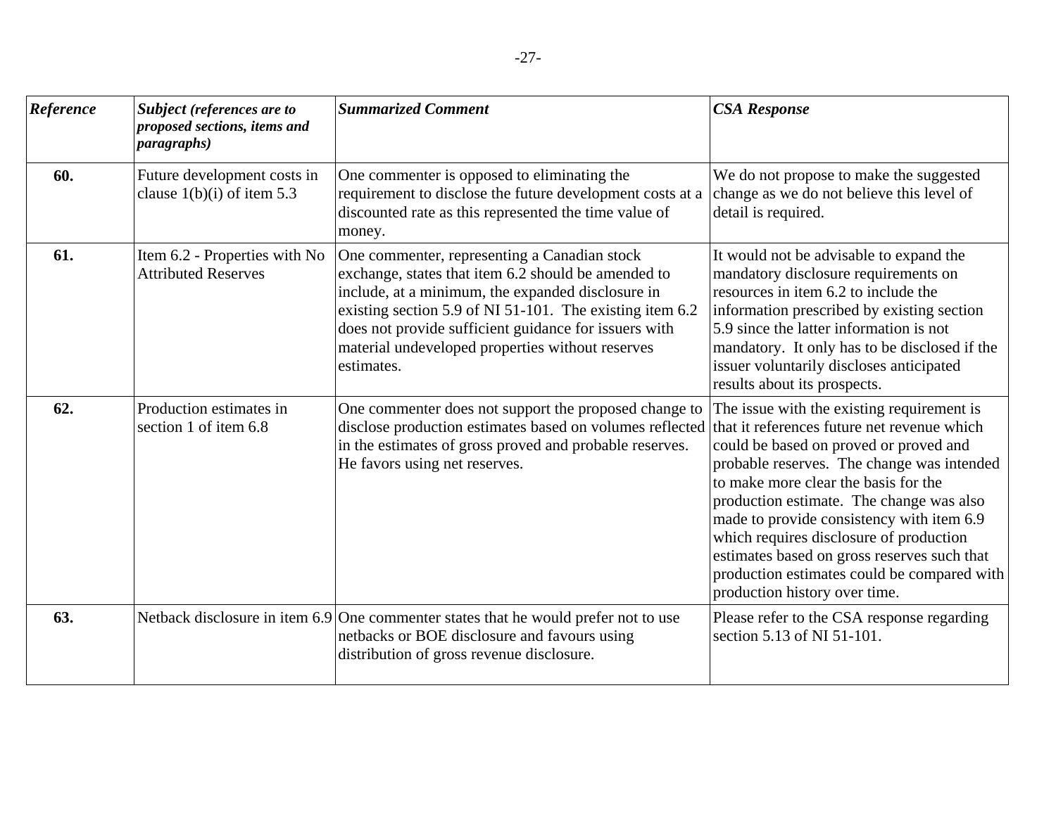| *Reference* | *Subject (references are to proposed sections, items and paragraphs)* | *Summarized Comment* | *CSA Response* |
|---|---|---|---|
| **60.** | Future development costs in clause 1(b)(i) of item 5.3 | One commenter is opposed to eliminating the requirement to disclose the future development costs at a discounted rate as this represented the time value of money. | We do not propose to make the suggested change as we do not believe this level of detail is required. |
| **61.** | Item 6.2 - Properties with No Attributed Reserves | One commenter, representing a Canadian stock exchange, states that item 6.2 should be amended to include, at a minimum, the expanded disclosure in existing section 5.9 of NI 51-101. The existing item 6.2 does not provide sufficient guidance for issuers with material undeveloped properties without reserves estimates. | It would not be advisable to expand the mandatory disclosure requirements on resources in item 6.2 to include the information prescribed by existing section 5.9 since the latter information is not mandatory. It only has to be disclosed if the issuer voluntarily discloses anticipated results about its prospects. |
| **62.** | Production estimates in section 1 of item 6.8 | One commenter does not support the proposed change to disclose production estimates based on volumes reflected in the estimates of gross proved and probable reserves. He favors using net reserves. | The issue with the existing requirement is that it references future net revenue which could be based on proved or proved and probable reserves. The change was intended to make more clear the basis for the production estimate. The change was also made to provide consistency with item 6.9 which requires disclosure of production estimates based on gross reserves such that production estimates could be compared with production history over time. |
| **63.** | Netback disclosure in item 6.9 | One commenter states that he would prefer not to use netbacks or BOE disclosure and favours using distribution of gross revenue disclosure. | Please refer to the CSA response regarding section 5.13 of NI 51-101. |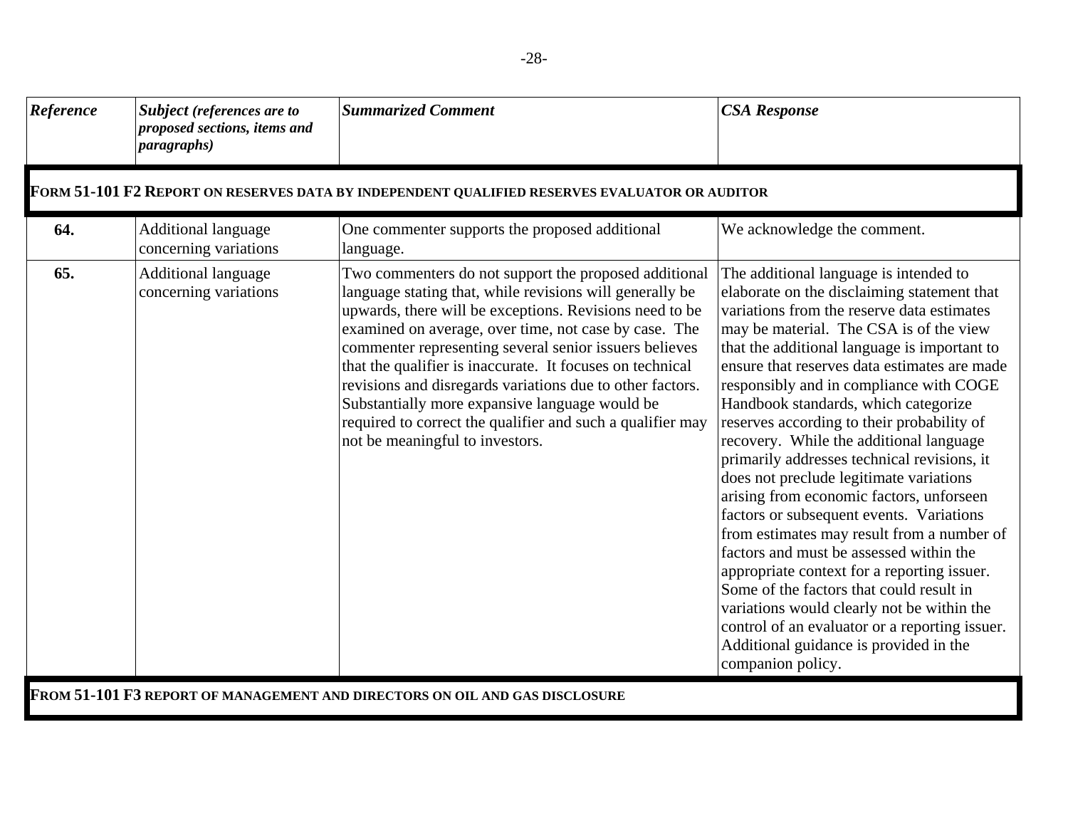| *Reference* | *Subject (references are to proposed sections, items and paragraphs)* | *Summarized Comment* | *CSA Response* |
|---|---|---|---|
| **FORM 51-101 F2 REPORT ON RESERVES DATA BY INDEPENDENT QUALIFIED RESERVES EVALUATOR OR AUDITOR** | | | |
| **64.** | Additional language concerning variations | One commenter supports the proposed additional language. | We acknowledge the comment. |
| **65.** | Additional language concerning variations | Two commenters do not support the proposed additional language stating that, while revisions will generally be upwards, there will be exceptions. Revisions need to be examined on average, over time, not case by case. The commenter representing several senior issuers believes that the qualifier is inaccurate. It focuses on technical revisions and disregards variations due to other factors. Substantially more expansive language would be required to correct the qualifier and such a qualifier may not be meaningful to investors. | The additional language is intended to elaborate on the disclaiming statement that variations from the reserve data estimates may be material. The CSA is of the view that the additional language is important to ensure that reserves data estimates are made responsibly and in compliance with COGE Handbook standards, which categorize reserves according to their probability of recovery. While the additional language primarily addresses technical revisions, it does not preclude legitimate variations arising from economic factors, unforseen factors or subsequent events. Variations from estimates may result from a number of factors and must be assessed within the appropriate context for a reporting issuer. Some of the factors that could result in variations would clearly not be within the control of an evaluator or a reporting issuer. Additional guidance is provided in the companion policy. |
| **FROM 51-101 F3 REPORT OF MANAGEMENT AND DIRECTORS ON OIL AND GAS DISCLOSURE** | | | |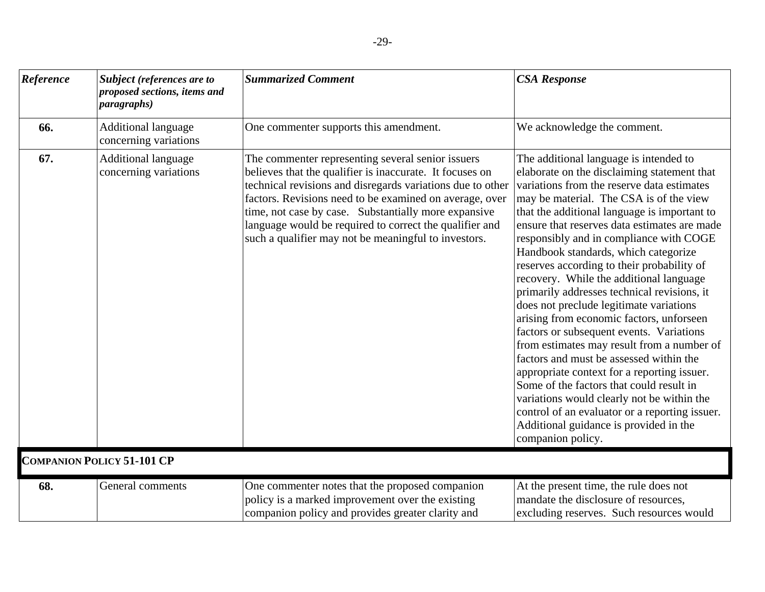| *Reference* | *Subject (references are to proposed sections, items and paragraphs)* | *Summarized Comment* | *CSA Response* |
|---|---|---|---|
| **66.** | Additional language concerning variations | One commenter supports this amendment. | We acknowledge the comment. |
| **67.** | Additional language concerning variations | The commenter representing several senior issuers believes that the qualifier is inaccurate. It focuses on technical revisions and disregards variations due to other factors. Revisions need to be examined on average, over time, not case by case. Substantially more expansive language would be required to correct the qualifier and such a qualifier may not be meaningful to investors. | The additional language is intended to elaborate on the disclaiming statement that variations from the reserve data estimates may be material. The CSA is of the view that the additional language is important to ensure that reserves data estimates are made responsibly and in compliance with COGE Handbook standards, which categorize reserves according to their probability of recovery. While the additional language primarily addresses technical revisions, it does not preclude legitimate variations arising from economic factors, unforseen factors or subsequent events. Variations from estimates may result from a number of factors and must be assessed within the appropriate context for a reporting issuer. Some of the factors that could result in variations would clearly not be within the control of an evaluator or a reporting issuer. Additional guidance is provided in the companion policy. |
| **COMPANION POLICY 51-101 CP** | | | |
| **68.** | General comments | One commenter notes that the proposed companion policy is a marked improvement over the existing companion policy and provides greater clarity and | At the present time, the rule does not mandate the disclosure of resources, excluding reserves. Such resources would |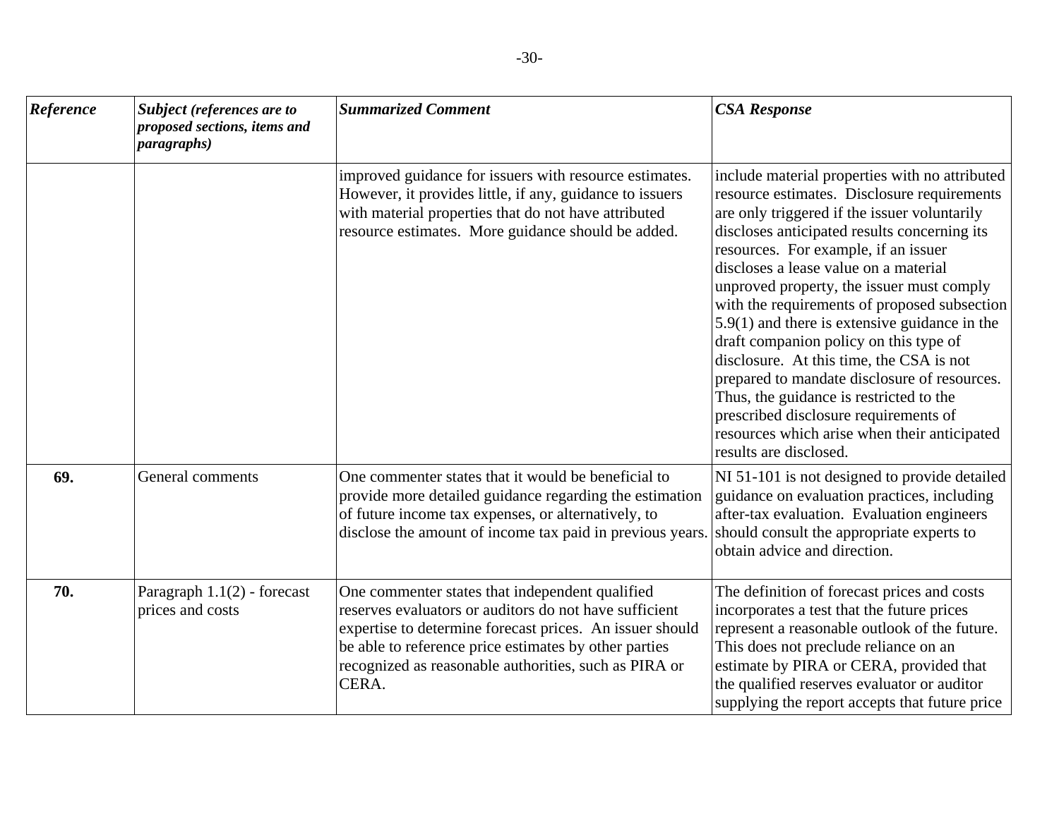| *Reference* | *Subject (references are to proposed sections, items and paragraphs)* | *Summarized Comment* | *CSA Response* |
|---|---|---|---|
| | | improved guidance for issuers with resource estimates. However, it provides little, if any, guidance to issuers with material properties that do not have attributed resource estimates. More guidance should be added. | include material properties with no attributed resource estimates. Disclosure requirements are only triggered if the issuer voluntarily discloses anticipated results concerning its resources. For example, if an issuer discloses a lease value on a material unproved property, the issuer must comply with the requirements of proposed subsection 5.9(1) and there is extensive guidance in the draft companion policy on this type of disclosure. At this time, the CSA is not prepared to mandate disclosure of resources. Thus, the guidance is restricted to the prescribed disclosure requirements of resources which arise when their anticipated results are disclosed. |
| **69.** | General comments | One commenter states that it would be beneficial to provide more detailed guidance regarding the estimation of future income tax expenses, or alternatively, to disclose the amount of income tax paid in previous years. | NI 51-101 is not designed to provide detailed guidance on evaluation practices, including after-tax evaluation. Evaluation engineers should consult the appropriate experts to obtain advice and direction. |
| **70.** | Paragraph 1.1(2) - forecast prices and costs | One commenter states that independent qualified reserves evaluators or auditors do not have sufficient expertise to determine forecast prices. An issuer should be able to reference price estimates by other parties recognized as reasonable authorities, such as PIRA or CERA. | The definition of forecast prices and costs incorporates a test that the future prices represent a reasonable outlook of the future. This does not preclude reliance on an estimate by PIRA or CERA, provided that the qualified reserves evaluator or auditor supplying the report accepts that future price |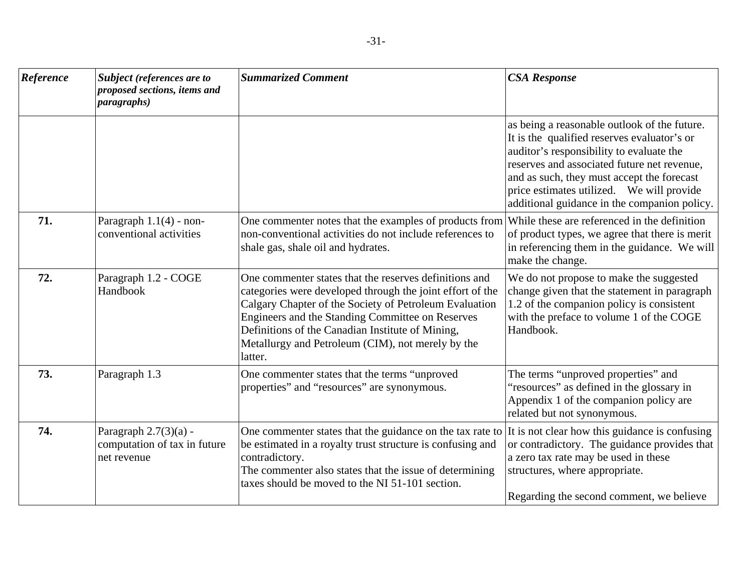| *Reference* | *Subject (references are to proposed sections, items and paragraphs)* | *Summarized Comment* | *CSA Response* |
|---|---|---|---|
| | | | as being a reasonable outlook of the future. It is the qualified reserves evaluator's or auditor's responsibility to evaluate the reserves and associated future net revenue, and as such, they must accept the forecast price estimates utilized. We will provide additional guidance in the companion policy. |
| **71.** | Paragraph 1.1(4) - non-conventional activities | One commenter notes that the examples of products from non-conventional activities do not include references to shale gas, shale oil and hydrates. | While these are referenced in the definition of product types, we agree that there is merit in referencing them in the guidance. We will make the change. |
| **72.** | Paragraph 1.2 - COGE Handbook | One commenter states that the reserves definitions and categories were developed through the joint effort of the Calgary Chapter of the Society of Petroleum Evaluation Engineers and the Standing Committee on Reserves Definitions of the Canadian Institute of Mining, Metallurgy and Petroleum (CIM), not merely by the latter. | We do not propose to make the suggested change given that the statement in paragraph 1.2 of the companion policy is consistent with the preface to volume 1 of the COGE Handbook. |
| **73.** | Paragraph 1.3 | One commenter states that the terms "unproved properties" and "resources" are synonymous. | The terms "unproved properties" and "resources" as defined in the glossary in Appendix 1 of the companion policy are related but not synonymous. |
| **74.** | Paragraph 2.7(3)(a) - computation of tax in future net revenue | One commenter states that the guidance on the tax rate to be estimated in a royalty trust structure is confusing and contradictory.<br>The commenter also states that the issue of determining taxes should be moved to the NI 51-101 section. | It is not clear how this guidance is confusing or contradictory. The guidance provides that a zero tax rate may be used in these structures, where appropriate.<br><br>Regarding the second comment, we believe |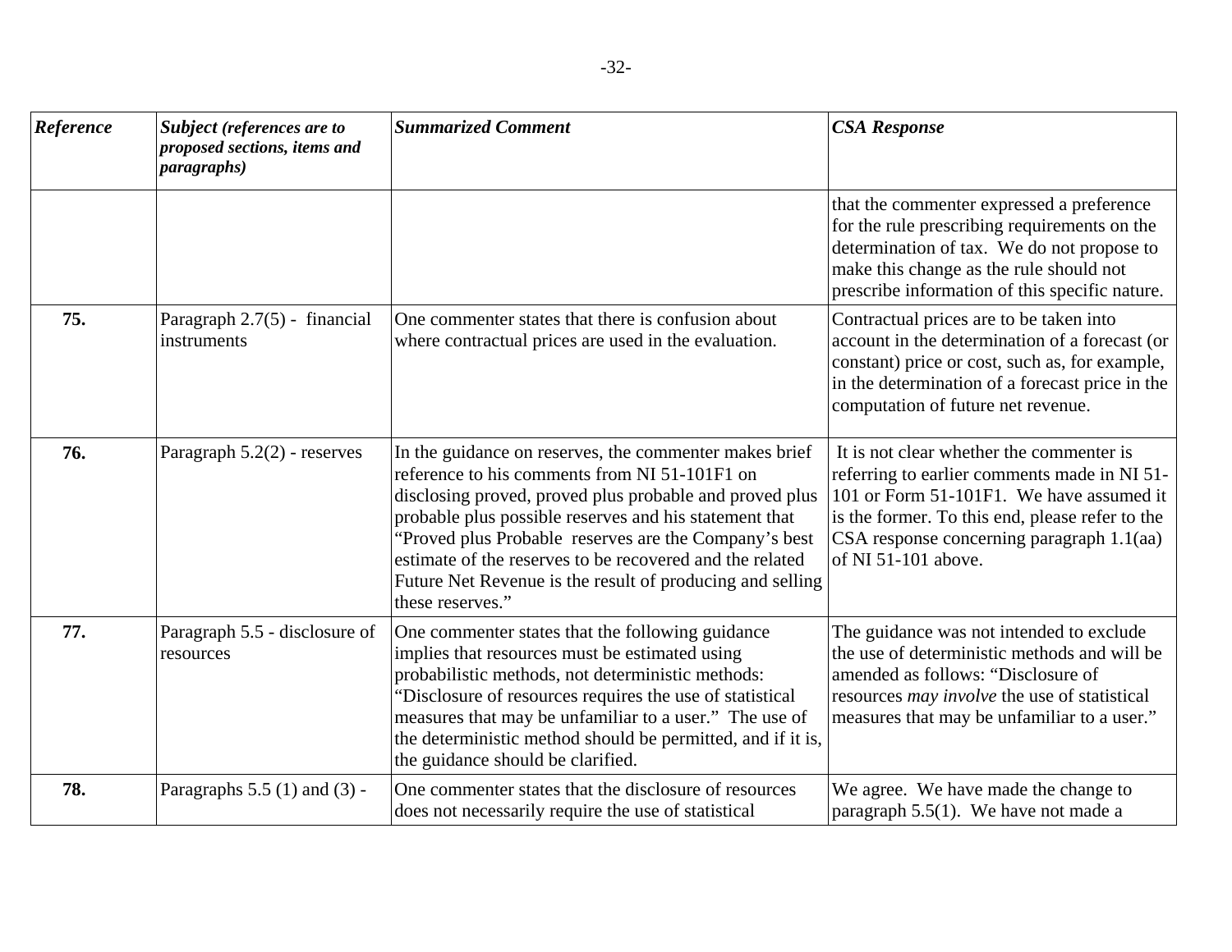| *Reference* | *Subject (references are to proposed sections, items and paragraphs)* | *Summarized Comment* | *CSA Response* |
|---|---|---|---|
| | | | that the commenter expressed a preference for the rule prescribing requirements on the determination of tax. We do not propose to make this change as the rule should not prescribe information of this specific nature. |
| **75.** | Paragraph 2.7(5) - financial instruments | One commenter states that there is confusion about where contractual prices are used in the evaluation. | Contractual prices are to be taken into account in the determination of a forecast (or constant) price or cost, such as, for example, in the determination of a forecast price in the computation of future net revenue. |
| **76.** | Paragraph 5.2(2) - reserves | In the guidance on reserves, the commenter makes brief reference to his comments from NI 51-101F1 on disclosing proved, proved plus probable and proved plus probable plus possible reserves and his statement that "Proved plus Probable reserves are the Company's best estimate of the reserves to be recovered and the related Future Net Revenue is the result of producing and selling these reserves." | It is not clear whether the commenter is referring to earlier comments made in NI 51-101 or Form 51-101F1. We have assumed it is the former. To this end, please refer to the CSA response concerning paragraph 1.1(aa) of NI 51-101 above. |
| **77.** | Paragraph 5.5 - disclosure of resources | One commenter states that the following guidance implies that resources must be estimated using probabilistic methods, not deterministic methods: "Disclosure of resources requires the use of statistical measures that may be unfamiliar to a user." The use of the deterministic method should be permitted, and if it is, the guidance should be clarified. | The guidance was not intended to exclude the use of deterministic methods and will be amended as follows: "Disclosure of resources *may involve* the use of statistical measures that may be unfamiliar to a user." |
| **78.** | Paragraphs 5.5 (1) and (3) - | One commenter states that the disclosure of resources does not necessarily require the use of statistical | We agree. We have made the change to paragraph 5.5(1). We have not made a |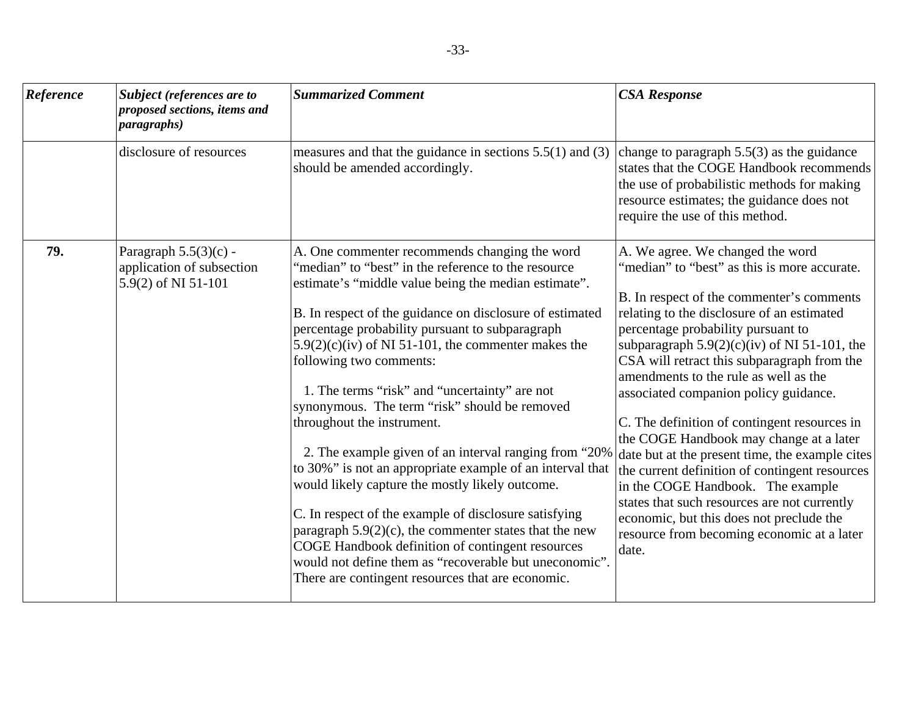| *Reference* | *Subject (references are to proposed sections, items and paragraphs)* | *Summarized Comment* | *CSA Response* |
|---|---|---|---|
| | disclosure of resources | measures and that the guidance in sections 5.5(1) and (3) should be amended accordingly. | change to paragraph 5.5(3) as the guidance states that the COGE Handbook recommends the use of probabilistic methods for making resource estimates; the guidance does not require the use of this method. |
| **79.** | Paragraph 5.5(3)(c) - application of subsection 5.9(2) of NI 51-101 | A. One commenter recommends changing the word "median" to "best" in the reference to the resource estimate's "middle value being the median estimate".<br><br>B. In respect of the guidance on disclosure of estimated percentage probability pursuant to subparagraph 5.9(2)(c)(iv) of NI 51-101, the commenter makes the following two comments:<br><br>1. The terms "risk" and "uncertainty" are not synonymous. The term "risk" should be removed throughout the instrument.<br><br>2. The example given of an interval ranging from "20% to 30%" is not an appropriate example of an interval that would likely capture the mostly likely outcome.<br><br>C. In respect of the example of disclosure satisfying paragraph 5.9(2)(c), the commenter states that the new COGE Handbook definition of contingent resources would not define them as "recoverable but uneconomic". There are contingent resources that are economic. | A. We agree. We changed the word "median" to "best" as this is more accurate.<br><br>B. In respect of the commenter's comments relating to the disclosure of an estimated percentage probability pursuant to subparagraph 5.9(2)(c)(iv) of NI 51-101, the CSA will retract this subparagraph from the amendments to the rule as well as the associated companion policy guidance.<br><br>C. The definition of contingent resources in the COGE Handbook may change at a later date but at the present time, the example cites the current definition of contingent resources in the COGE Handbook. The example states that such resources are not currently economic, but this does not preclude the resource from becoming economic at a later date. |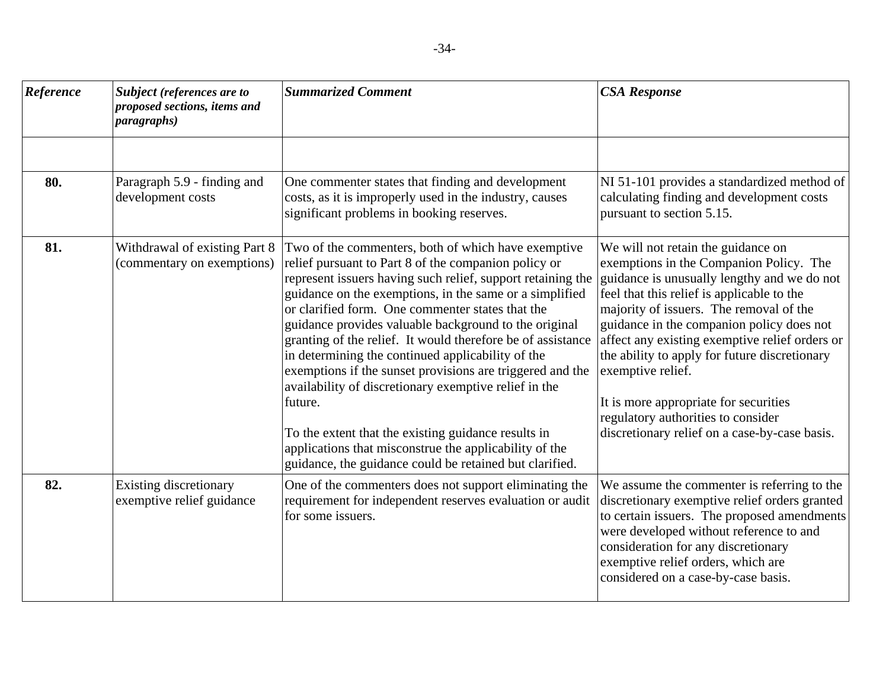| *Reference* | *Subject (references are to proposed sections, items and paragraphs)* | *Summarized Comment* | *CSA Response* |
|---|---|---|---|
| | | | |
| **80.** | Paragraph 5.9 - finding and development costs | One commenter states that finding and development costs, as it is improperly used in the industry, causes significant problems in booking reserves. | NI 51-101 provides a standardized method of calculating finding and development costs pursuant to section 5.15. |
| **81.** | Withdrawal of existing Part 8 (commentary on exemptions) | Two of the commenters, both of which have exemptive relief pursuant to Part 8 of the companion policy or represent issuers having such relief, support retaining the guidance on the exemptions, in the same or a simplified or clarified form. One commenter states that the guidance provides valuable background to the original granting of the relief. It would therefore be of assistance in determining the continued applicability of the exemptions if the sunset provisions are triggered and the availability of discretionary exemptive relief in the future.<br><br>To the extent that the existing guidance results in applications that misconstrue the applicability of the guidance, the guidance could be retained but clarified. | We will not retain the guidance on exemptions in the Companion Policy. The guidance is unusually lengthy and we do not feel that this relief is applicable to the majority of issuers. The removal of the guidance in the companion policy does not affect any existing exemptive relief orders or the ability to apply for future discretionary exemptive relief.<br><br>It is more appropriate for securities regulatory authorities to consider discretionary relief on a case-by-case basis. |
| **82.** | Existing discretionary exemptive relief guidance | One of the commenters does not support eliminating the requirement for independent reserves evaluation or audit for some issuers. | We assume the commenter is referring to the discretionary exemptive relief orders granted to certain issuers. The proposed amendments were developed without reference to and consideration for any discretionary exemptive relief orders, which are considered on a case-by-case basis. |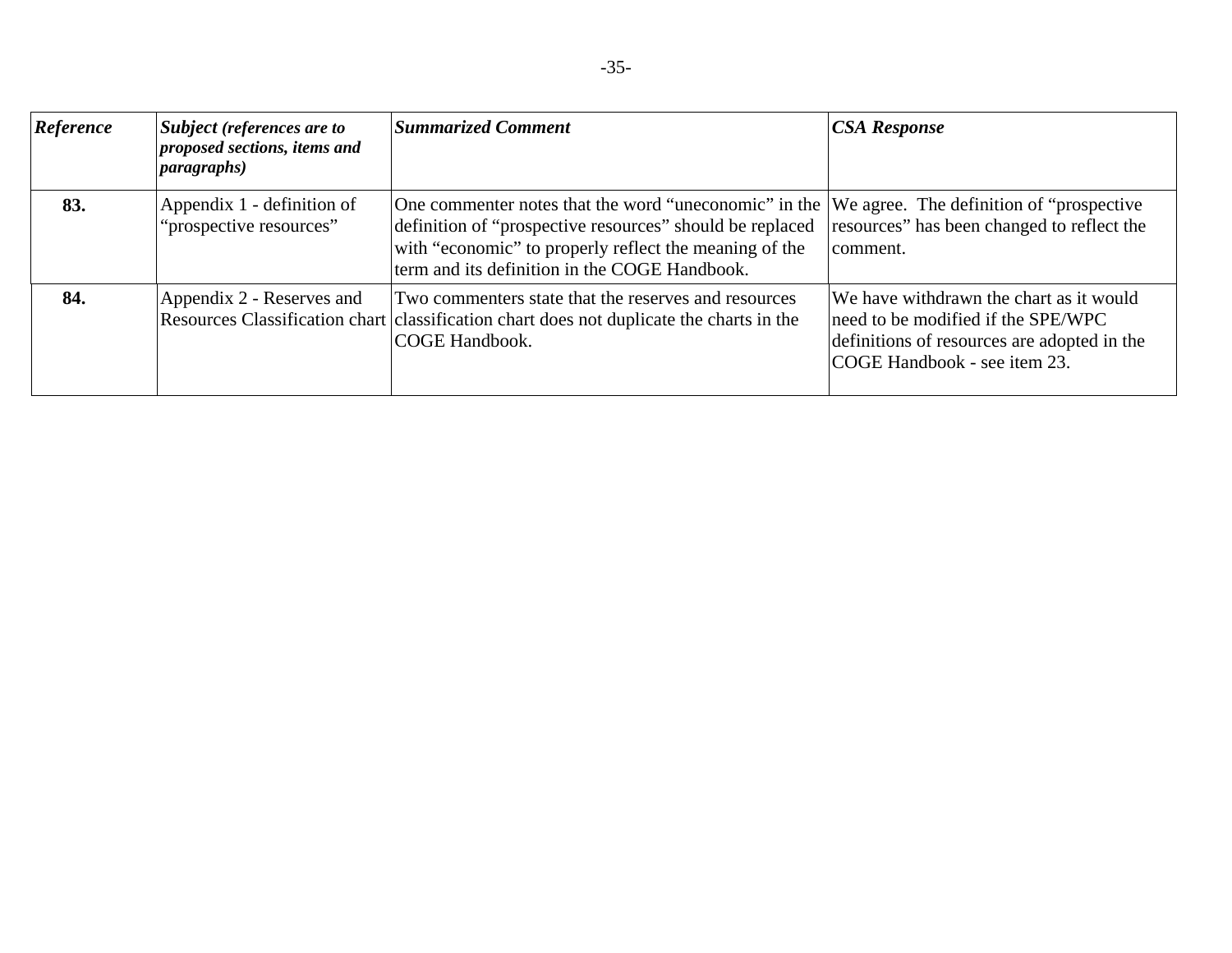| ***Reference*** | ***Subject** (references are to proposed sections, items and paragraphs)* | ***Summarized Comment*** | ***CSA Response*** |
|---|---|---|---|
| **83.** | Appendix 1 - definition of "prospective resources" | One commenter notes that the word "uneconomic" in the definition of "prospective resources" should be replaced with "economic" to properly reflect the meaning of the term and its definition in the COGE Handbook. | We agree. The definition of "prospective resources" has been changed to reflect the comment. |
| **84.** | Appendix 2 - Reserves and Resources Classification chart | Two commenters state that the reserves and resources classification chart does not duplicate the charts in the COGE Handbook. | We have withdrawn the chart as it would need to be modified if the SPE/WPC definitions of resources are adopted in the COGE Handbook - see item 23. |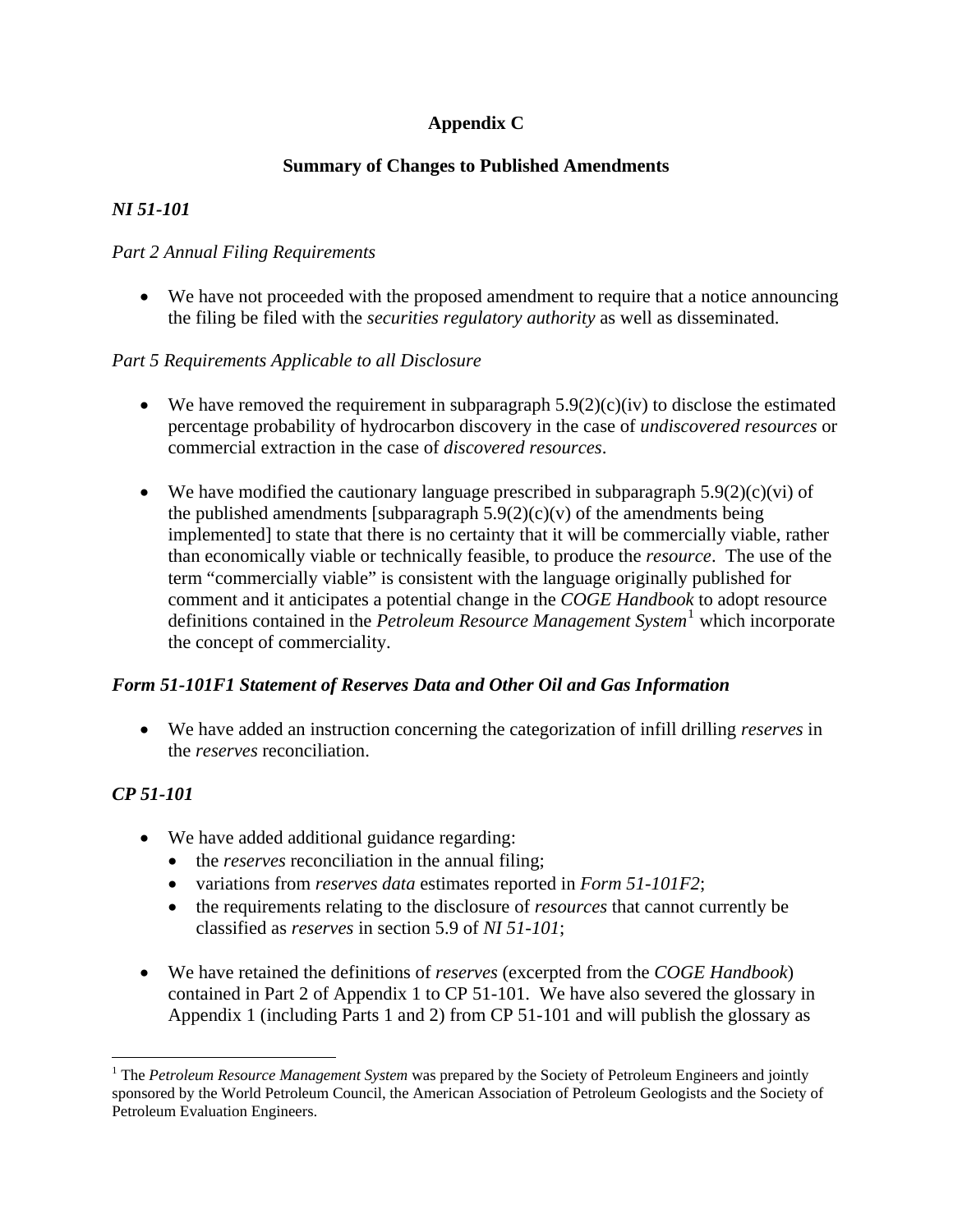# Appendix C

## Summary of Changes to Published Amendments

### *NI 51-101*

*Part 2 Annual Filing Requirements*

- We have not proceeded with the proposed amendment to require that a notice announcing the filing be filed with the *securities regulatory authority* as well as disseminated.

*Part 5 Requirements Applicable to all Disclosure*

- We have removed the requirement in subparagraph 5.9(2)(c)(iv) to disclose the estimated percentage probability of hydrocarbon discovery in the case of *undiscovered resources* or commercial extraction in the case of *discovered resources*.

- We have modified the cautionary language prescribed in subparagraph 5.9(2)(c)(vi) of the published amendments [subparagraph 5.9(2)(c)(v) of the amendments being implemented] to state that there is no certainty that it will be commercially viable, rather than economically viable or technically feasible, to produce the *resource*. The use of the term "commercially viable" is consistent with the language originally published for comment and it anticipates a potential change in the *COGE Handbook* to adopt resource definitions contained in the *Petroleum Resource Management System*[1] which incorporate the concept of commerciality.

### *Form 51-101F1 Statement of Reserves Data and Other Oil and Gas Information*

- We have added an instruction concerning the categorization of infill drilling *reserves* in the *reserves* reconciliation.

### *CP 51-101*

- We have added additional guidance regarding:
  - the *reserves* reconciliation in the annual filing;
  - variations from *reserves data* estimates reported in *Form 51-101F2*;
  - the requirements relating to the disclosure of *resources* that cannot currently be classified as *reserves* in section 5.9 of *NI 51-101*;

- We have retained the definitions of *reserves* (excerpted from the *COGE Handbook*) contained in Part 2 of Appendix 1 to CP 51-101. We have also severed the glossary in Appendix 1 (including Parts 1 and 2) from CP 51-101 and will publish the glossary as

[1] The *Petroleum Resource Management System* was prepared by the Society of Petroleum Engineers and jointly sponsored by the World Petroleum Council, the American Association of Petroleum Geologists and the Society of Petroleum Evaluation Engineers.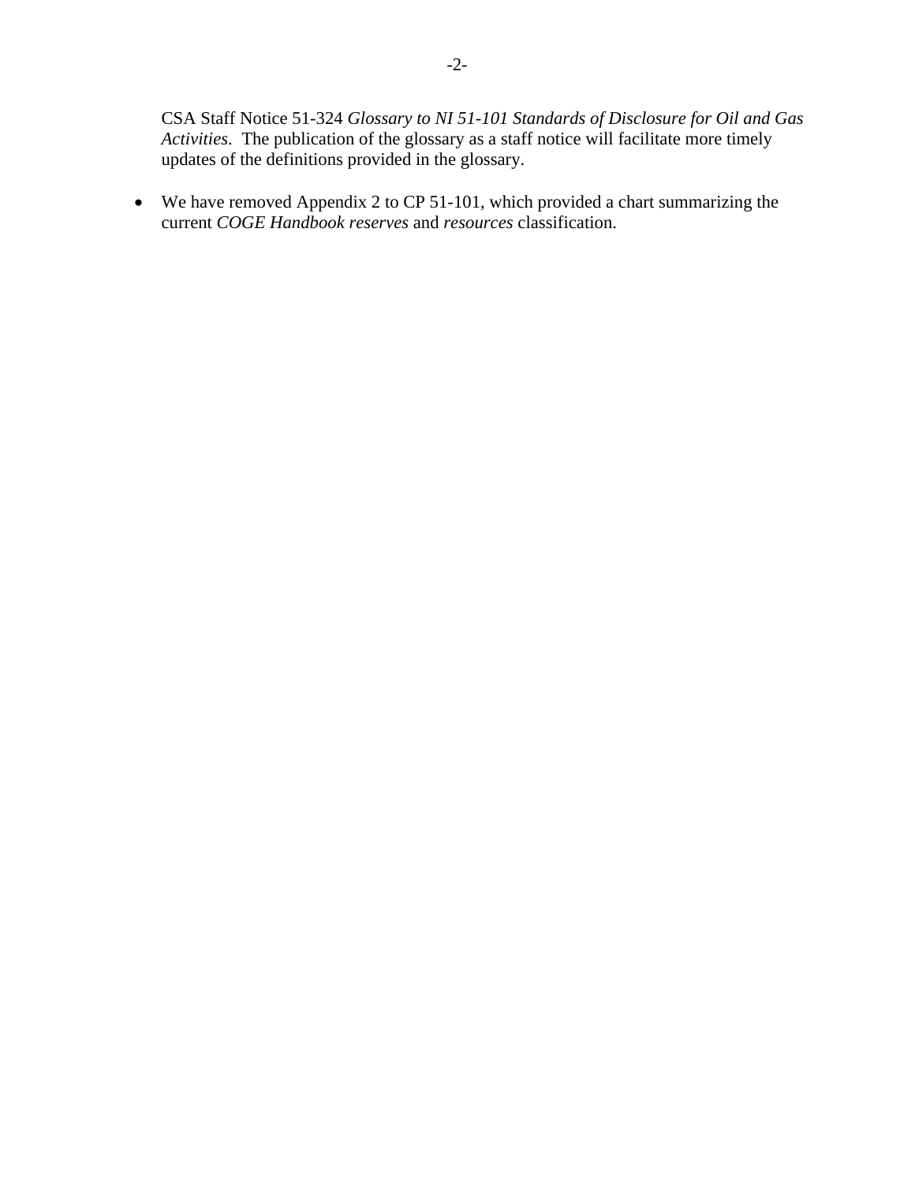CSA Staff Notice 51-324 *Glossary to NI 51-101 Standards of Disclosure for Oil and Gas Activities*. The publication of the glossary as a staff notice will facilitate more timely updates of the definitions provided in the glossary.

- We have removed Appendix 2 to CP 51-101, which provided a chart summarizing the current *COGE Handbook reserves* and *resources* classification.